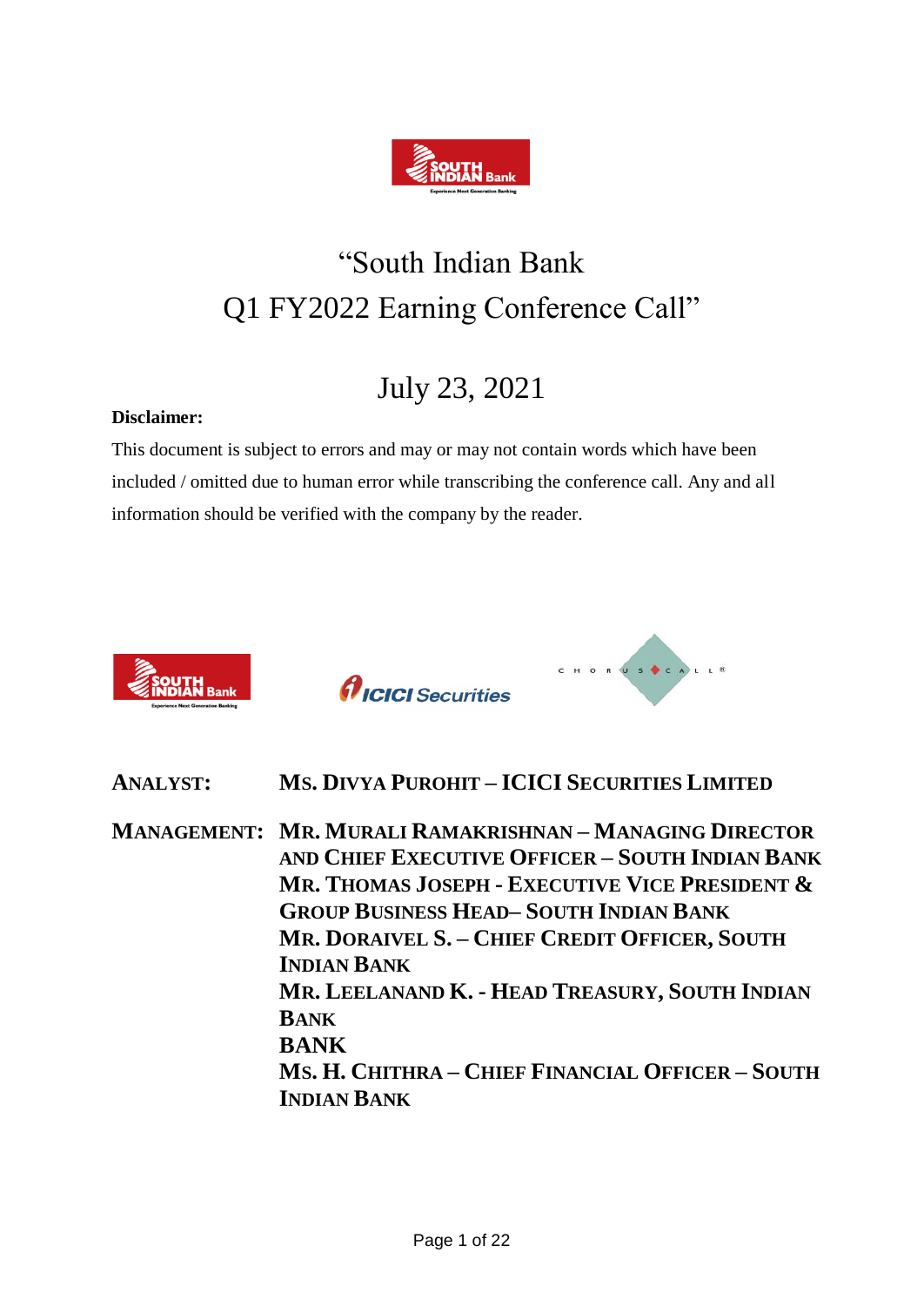# "South Indian Bank Q1 FY2022 Earning Conference Call"

## July 23, 2021

**Disclaimer:**

This document is subject to errors and may or may not contain words which have been included / omitted due to human error while transcribing the conference call. Any and all information should be verified with the company by the reader.

**ANALYST:** **MS. DIVYA PUROHIT – ICICI SECURITIES LIMITED**

**MANAGEMENT:** **MR. MURALI RAMAKRISHNAN – MANAGING DIRECTOR AND CHIEF EXECUTIVE OFFICER – SOUTH INDIAN BANK**
**MR. THOMAS JOSEPH - EXECUTIVE VICE PRESIDENT & GROUP BUSINESS HEAD– SOUTH INDIAN BANK**
**MR. DORAIVEL S. – CHIEF CREDIT OFFICER, SOUTH INDIAN BANK**
**MR. LEELANAND K. - HEAD TREASURY, SOUTH INDIAN BANK**
**BANK**
**MS. H. CHITHRA – CHIEF FINANCIAL OFFICER – SOUTH INDIAN BANK**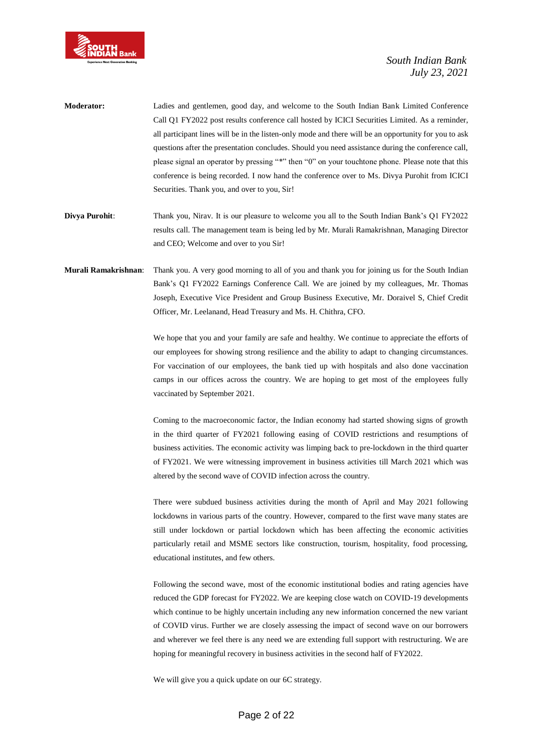**Moderator:** Ladies and gentlemen, good day, and welcome to the South Indian Bank Limited Conference Call Q1 FY2022 post results conference call hosted by ICICI Securities Limited. As a reminder, all participant lines will be in the listen-only mode and there will be an opportunity for you to ask questions after the presentation concludes. Should you need assistance during the conference call, please signal an operator by pressing "*" then "0" on your touchtone phone. Please note that this conference is being recorded. I now hand the conference over to Ms. Divya Purohit from ICICI Securities. Thank you, and over to you, Sir!

**Divya Purohit**: Thank you, Nirav. It is our pleasure to welcome you all to the South Indian Bank's Q1 FY2022 results call. The management team is being led by Mr. Murali Ramakrishnan, Managing Director and CEO; Welcome and over to you Sir!

**Murali Ramakrishnan**: Thank you. A very good morning to all of you and thank you for joining us for the South Indian Bank's Q1 FY2022 Earnings Conference Call. We are joined by my colleagues, Mr. Thomas Joseph, Executive Vice President and Group Business Executive, Mr. Doraivel S, Chief Credit Officer, Mr. Leelanand, Head Treasury and Ms. H. Chithra, CFO.

We hope that you and your family are safe and healthy. We continue to appreciate the efforts of our employees for showing strong resilience and the ability to adapt to changing circumstances. For vaccination of our employees, the bank tied up with hospitals and also done vaccination camps in our offices across the country. We are hoping to get most of the employees fully vaccinated by September 2021.

Coming to the macroeconomic factor, the Indian economy had started showing signs of growth in the third quarter of FY2021 following easing of COVID restrictions and resumptions of business activities. The economic activity was limping back to pre-lockdown in the third quarter of FY2021. We were witnessing improvement in business activities till March 2021 which was altered by the second wave of COVID infection across the country.

There were subdued business activities during the month of April and May 2021 following lockdowns in various parts of the country. However, compared to the first wave many states are still under lockdown or partial lockdown which has been affecting the economic activities particularly retail and MSME sectors like construction, tourism, hospitality, food processing, educational institutes, and few others.

Following the second wave, most of the economic institutional bodies and rating agencies have reduced the GDP forecast for FY2022. We are keeping close watch on COVID-19 developments which continue to be highly uncertain including any new information concerned the new variant of COVID virus. Further we are closely assessing the impact of second wave on our borrowers and wherever we feel there is any need we are extending full support with restructuring. We are hoping for meaningful recovery in business activities in the second half of FY2022.

We will give you a quick update on our 6C strategy.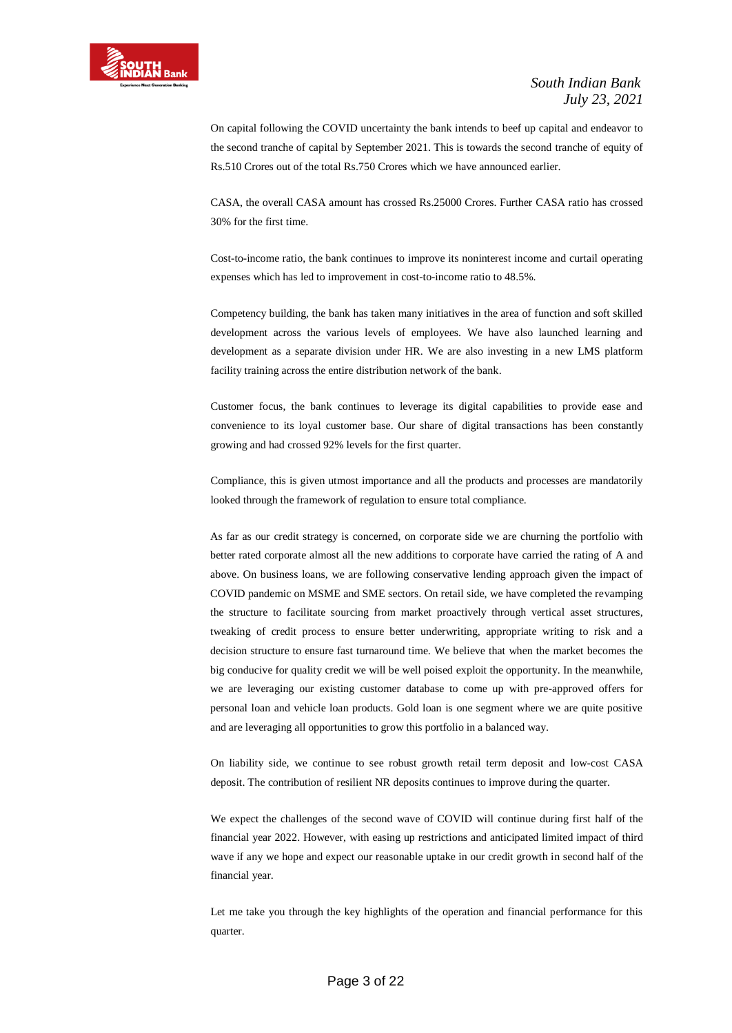On capital following the COVID uncertainty the bank intends to beef up capital and endeavor to the second tranche of capital by September 2021. This is towards the second tranche of equity of Rs.510 Crores out of the total Rs.750 Crores which we have announced earlier.

CASA, the overall CASA amount has crossed Rs.25000 Crores. Further CASA ratio has crossed 30% for the first time.

Cost-to-income ratio, the bank continues to improve its noninterest income and curtail operating expenses which has led to improvement in cost-to-income ratio to 48.5%.

Competency building, the bank has taken many initiatives in the area of function and soft skilled development across the various levels of employees. We have also launched learning and development as a separate division under HR. We are also investing in a new LMS platform facility training across the entire distribution network of the bank.

Customer focus, the bank continues to leverage its digital capabilities to provide ease and convenience to its loyal customer base. Our share of digital transactions has been constantly growing and had crossed 92% levels for the first quarter.

Compliance, this is given utmost importance and all the products and processes are mandatorily looked through the framework of regulation to ensure total compliance.

As far as our credit strategy is concerned, on corporate side we are churning the portfolio with better rated corporate almost all the new additions to corporate have carried the rating of A and above. On business loans, we are following conservative lending approach given the impact of COVID pandemic on MSME and SME sectors. On retail side, we have completed the revamping the structure to facilitate sourcing from market proactively through vertical asset structures, tweaking of credit process to ensure better underwriting, appropriate writing to risk and a decision structure to ensure fast turnaround time. We believe that when the market becomes the big conducive for quality credit we will be well poised exploit the opportunity. In the meanwhile, we are leveraging our existing customer database to come up with pre-approved offers for personal loan and vehicle loan products. Gold loan is one segment where we are quite positive and are leveraging all opportunities to grow this portfolio in a balanced way.

On liability side, we continue to see robust growth retail term deposit and low-cost CASA deposit. The contribution of resilient NR deposits continues to improve during the quarter.

We expect the challenges of the second wave of COVID will continue during first half of the financial year 2022. However, with easing up restrictions and anticipated limited impact of third wave if any we hope and expect our reasonable uptake in our credit growth in second half of the financial year.

Let me take you through the key highlights of the operation and financial performance for this quarter.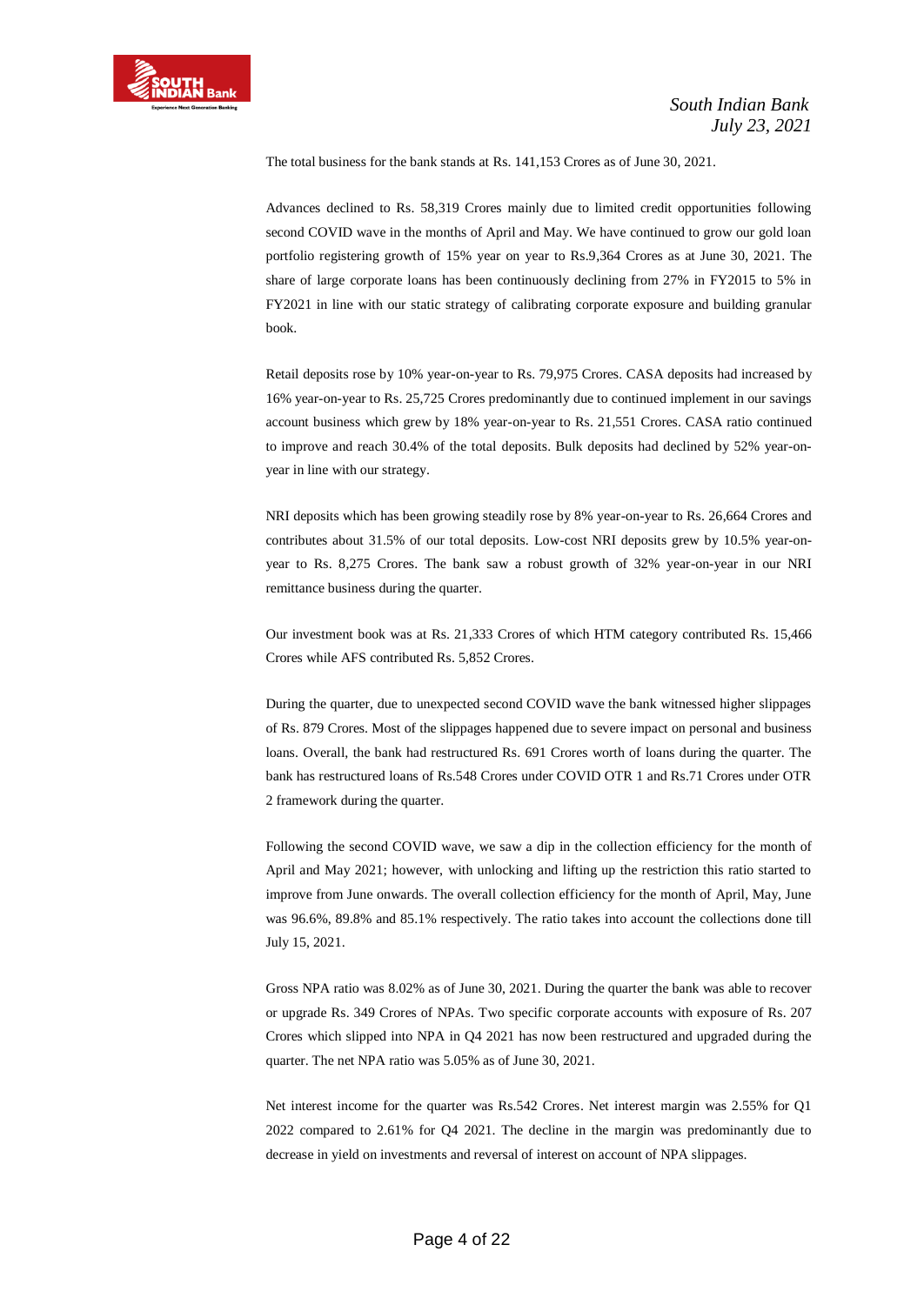The total business for the bank stands at Rs. 141,153 Crores as of June 30, 2021.

Advances declined to Rs. 58,319 Crores mainly due to limited credit opportunities following second COVID wave in the months of April and May. We have continued to grow our gold loan portfolio registering growth of 15% year on year to Rs.9,364 Crores as at June 30, 2021. The share of large corporate loans has been continuously declining from 27% in FY2015 to 5% in FY2021 in line with our static strategy of calibrating corporate exposure and building granular book.

Retail deposits rose by 10% year-on-year to Rs. 79,975 Crores. CASA deposits had increased by 16% year-on-year to Rs. 25,725 Crores predominantly due to continued implement in our savings account business which grew by 18% year-on-year to Rs. 21,551 Crores. CASA ratio continued to improve and reach 30.4% of the total deposits. Bulk deposits had declined by 52% year-on-year in line with our strategy.

NRI deposits which has been growing steadily rose by 8% year-on-year to Rs. 26,664 Crores and contributes about 31.5% of our total deposits. Low-cost NRI deposits grew by 10.5% year-on-year to Rs. 8,275 Crores. The bank saw a robust growth of 32% year-on-year in our NRI remittance business during the quarter.

Our investment book was at Rs. 21,333 Crores of which HTM category contributed Rs. 15,466 Crores while AFS contributed Rs. 5,852 Crores.

During the quarter, due to unexpected second COVID wave the bank witnessed higher slippages of Rs. 879 Crores. Most of the slippages happened due to severe impact on personal and business loans. Overall, the bank had restructured Rs. 691 Crores worth of loans during the quarter. The bank has restructured loans of Rs.548 Crores under COVID OTR 1 and Rs.71 Crores under OTR 2 framework during the quarter.

Following the second COVID wave, we saw a dip in the collection efficiency for the month of April and May 2021; however, with unlocking and lifting up the restriction this ratio started to improve from June onwards. The overall collection efficiency for the month of April, May, June was 96.6%, 89.8% and 85.1% respectively. The ratio takes into account the collections done till July 15, 2021.

Gross NPA ratio was 8.02% as of June 30, 2021. During the quarter the bank was able to recover or upgrade Rs. 349 Crores of NPAs. Two specific corporate accounts with exposure of Rs. 207 Crores which slipped into NPA in Q4 2021 has now been restructured and upgraded during the quarter. The net NPA ratio was 5.05% as of June 30, 2021.

Net interest income for the quarter was Rs.542 Crores. Net interest margin was 2.55% for Q1 2022 compared to 2.61% for Q4 2021. The decline in the margin was predominantly due to decrease in yield on investments and reversal of interest on account of NPA slippages.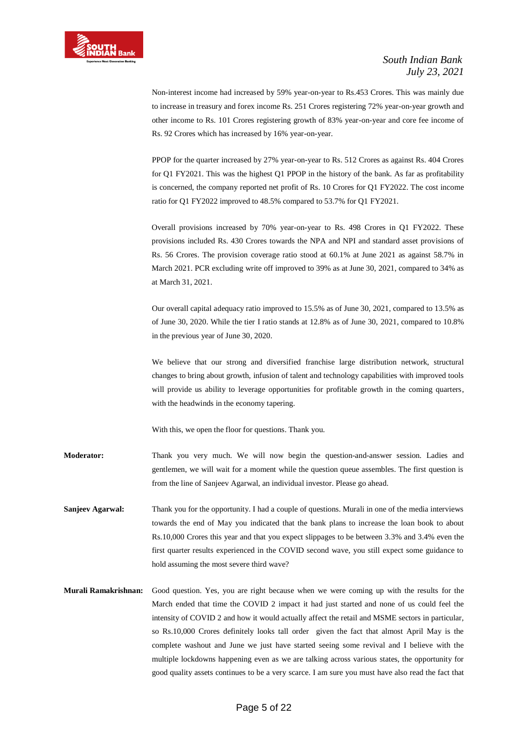Non-interest income had increased by 59% year-on-year to Rs.453 Crores. This was mainly due to increase in treasury and forex income Rs. 251 Crores registering 72% year-on-year growth and other income to Rs. 101 Crores registering growth of 83% year-on-year and core fee income of Rs. 92 Crores which has increased by 16% year-on-year.

PPOP for the quarter increased by 27% year-on-year to Rs. 512 Crores as against Rs. 404 Crores for Q1 FY2021. This was the highest Q1 PPOP in the history of the bank. As far as profitability is concerned, the company reported net profit of Rs. 10 Crores for Q1 FY2022. The cost income ratio for Q1 FY2022 improved to 48.5% compared to 53.7% for Q1 FY2021.

Overall provisions increased by 70% year-on-year to Rs. 498 Crores in Q1 FY2022. These provisions included Rs. 430 Crores towards the NPA and NPI and standard asset provisions of Rs. 56 Crores. The provision coverage ratio stood at 60.1% at June 2021 as against 58.7% in March 2021. PCR excluding write off improved to 39% as at June 30, 2021, compared to 34% as at March 31, 2021.

Our overall capital adequacy ratio improved to 15.5% as of June 30, 2021, compared to 13.5% as of June 30, 2020. While the tier I ratio stands at 12.8% as of June 30, 2021, compared to 10.8% in the previous year of June 30, 2020.

We believe that our strong and diversified franchise large distribution network, structural changes to bring about growth, infusion of talent and technology capabilities with improved tools will provide us ability to leverage opportunities for profitable growth in the coming quarters, with the headwinds in the economy tapering.

With this, we open the floor for questions. Thank you.

**Moderator:** Thank you very much. We will now begin the question-and-answer session. Ladies and gentlemen, we will wait for a moment while the question queue assembles. The first question is from the line of Sanjeev Agarwal, an individual investor. Please go ahead.

**Sanjeev Agarwal:** Thank you for the opportunity. I had a couple of questions. Murali in one of the media interviews towards the end of May you indicated that the bank plans to increase the loan book to about Rs.10,000 Crores this year and that you expect slippages to be between 3.3% and 3.4% even the first quarter results experienced in the COVID second wave, you still expect some guidance to hold assuming the most severe third wave?

**Murali Ramakrishnan:** Good question. Yes, you are right because when we were coming up with the results for the March ended that time the COVID 2 impact it had just started and none of us could feel the intensity of COVID 2 and how it would actually affect the retail and MSME sectors in particular, so Rs.10,000 Crores definitely looks tall order given the fact that almost April May is the complete washout and June we just have started seeing some revival and I believe with the multiple lockdowns happening even as we are talking across various states, the opportunity for good quality assets continues to be a very scarce. I am sure you must have also read the fact that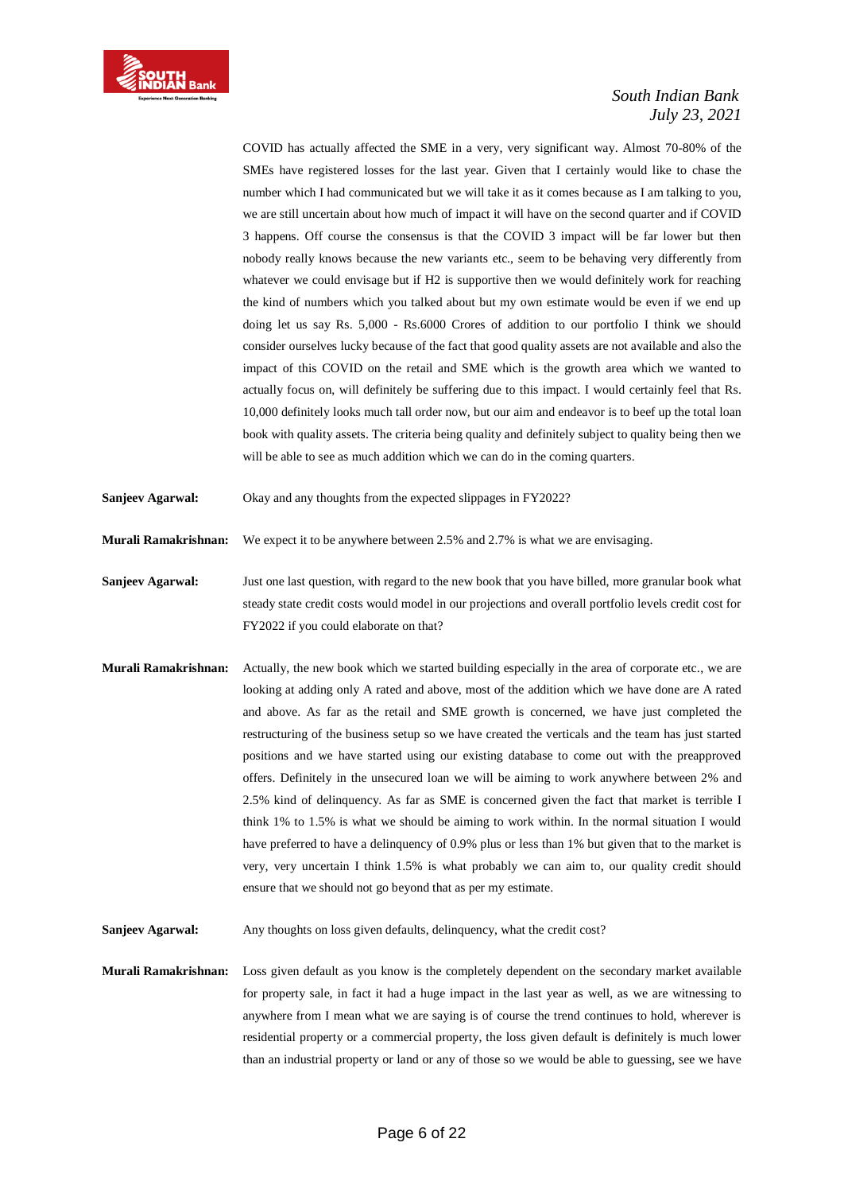COVID has actually affected the SME in a very, very significant way. Almost 70-80% of the SMEs have registered losses for the last year. Given that I certainly would like to chase the number which I had communicated but we will take it as it comes because as I am talking to you, we are still uncertain about how much of impact it will have on the second quarter and if COVID 3 happens. Off course the consensus is that the COVID 3 impact will be far lower but then nobody really knows because the new variants etc., seem to be behaving very differently from whatever we could envisage but if H2 is supportive then we would definitely work for reaching the kind of numbers which you talked about but my own estimate would be even if we end up doing let us say Rs. 5,000 - Rs.6000 Crores of addition to our portfolio I think we should consider ourselves lucky because of the fact that good quality assets are not available and also the impact of this COVID on the retail and SME which is the growth area which we wanted to actually focus on, will definitely be suffering due to this impact. I would certainly feel that Rs. 10,000 definitely looks much tall order now, but our aim and endeavor is to beef up the total loan book with quality assets. The criteria being quality and definitely subject to quality being then we will be able to see as much addition which we can do in the coming quarters.

**Sanjeev Agarwal:** Okay and any thoughts from the expected slippages in FY2022?

**Murali Ramakrishnan:** We expect it to be anywhere between 2.5% and 2.7% is what we are envisaging.

**Sanjeev Agarwal:** Just one last question, with regard to the new book that you have billed, more granular book what steady state credit costs would model in our projections and overall portfolio levels credit cost for FY2022 if you could elaborate on that?

**Murali Ramakrishnan:** Actually, the new book which we started building especially in the area of corporate etc., we are looking at adding only A rated and above, most of the addition which we have done are A rated and above. As far as the retail and SME growth is concerned, we have just completed the restructuring of the business setup so we have created the verticals and the team has just started positions and we have started using our existing database to come out with the preapproved offers. Definitely in the unsecured loan we will be aiming to work anywhere between 2% and 2.5% kind of delinquency. As far as SME is concerned given the fact that market is terrible I think 1% to 1.5% is what we should be aiming to work within. In the normal situation I would have preferred to have a delinquency of 0.9% plus or less than 1% but given that to the market is very, very uncertain I think 1.5% is what probably we can aim to, our quality credit should ensure that we should not go beyond that as per my estimate.

**Sanjeev Agarwal:** Any thoughts on loss given defaults, delinquency, what the credit cost?

**Murali Ramakrishnan:** Loss given default as you know is the completely dependent on the secondary market available for property sale, in fact it had a huge impact in the last year as well, as we are witnessing to anywhere from I mean what we are saying is of course the trend continues to hold, wherever is residential property or a commercial property, the loss given default is definitely is much lower than an industrial property or land or any of those so we would be able to guessing, see we have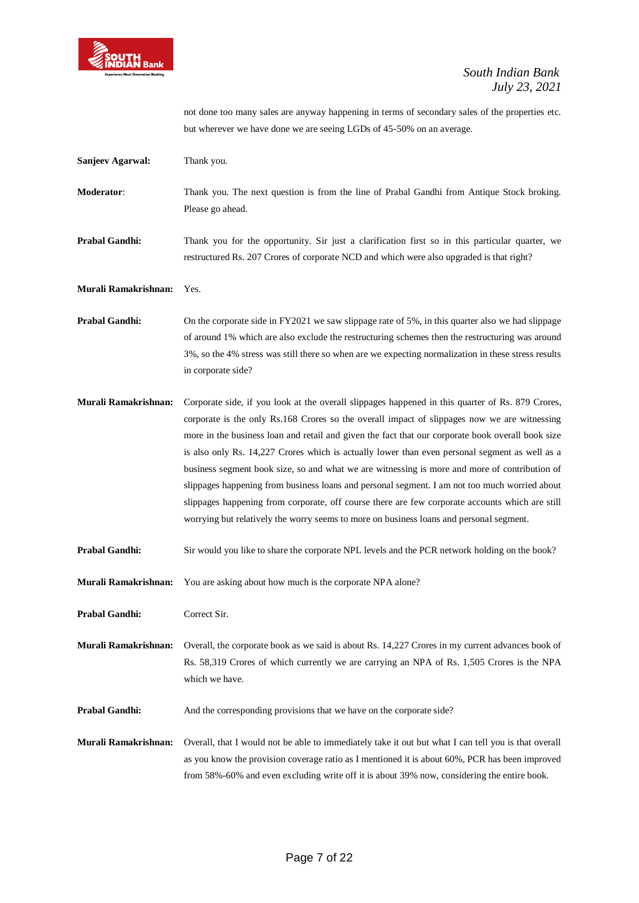not done too many sales are anyway happening in terms of secondary sales of the properties etc. but wherever we have done we are seeing LGDs of 45-50% on an average.

**Sanjeev Agarwal:** Thank you.

**Moderator**: Thank you. The next question is from the line of Prabal Gandhi from Antique Stock broking. Please go ahead.

**Prabal Gandhi:** Thank you for the opportunity. Sir just a clarification first so in this particular quarter, we restructured Rs. 207 Crores of corporate NCD and which were also upgraded is that right?

**Murali Ramakrishnan:** Yes.

**Prabal Gandhi:** On the corporate side in FY2021 we saw slippage rate of 5%, in this quarter also we had slippage of around 1% which are also exclude the restructuring schemes then the restructuring was around 3%, so the 4% stress was still there so when are we expecting normalization in these stress results in corporate side?

**Murali Ramakrishnan:** Corporate side, if you look at the overall slippages happened in this quarter of Rs. 879 Crores, corporate is the only Rs.168 Crores so the overall impact of slippages now we are witnessing more in the business loan and retail and given the fact that our corporate book overall book size is also only Rs. 14,227 Crores which is actually lower than even personal segment as well as a business segment book size, so and what we are witnessing is more and more of contribution of slippages happening from business loans and personal segment. I am not too much worried about slippages happening from corporate, off course there are few corporate accounts which are still worrying but relatively the worry seems to more on business loans and personal segment.

**Prabal Gandhi:** Sir would you like to share the corporate NPL levels and the PCR network holding on the book?

**Murali Ramakrishnan:** You are asking about how much is the corporate NPA alone?

**Prabal Gandhi:** Correct Sir.

**Murali Ramakrishnan:** Overall, the corporate book as we said is about Rs. 14,227 Crores in my current advances book of Rs. 58,319 Crores of which currently we are carrying an NPA of Rs. 1,505 Crores is the NPA which we have.

**Prabal Gandhi:** And the corresponding provisions that we have on the corporate side?

**Murali Ramakrishnan:** Overall, that I would not be able to immediately take it out but what I can tell you is that overall as you know the provision coverage ratio as I mentioned it is about 60%, PCR has been improved from 58%-60% and even excluding write off it is about 39% now, considering the entire book.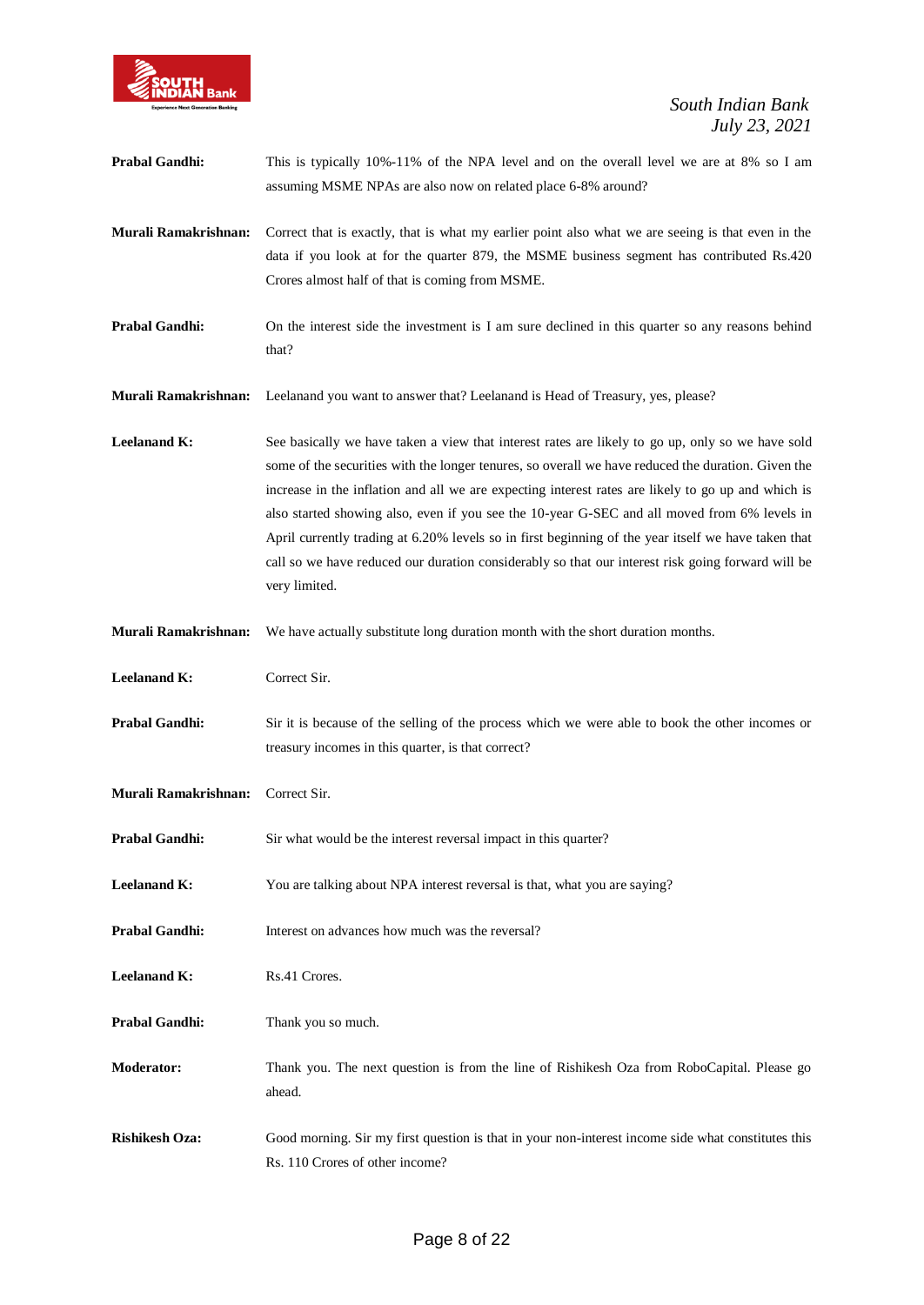**Prabal Gandhi:** This is typically 10%-11% of the NPA level and on the overall level we are at 8% so I am assuming MSME NPAs are also now on related place 6-8% around?

**Murali Ramakrishnan:** Correct that is exactly, that is what my earlier point also what we are seeing is that even in the data if you look at for the quarter 879, the MSME business segment has contributed Rs.420 Crores almost half of that is coming from MSME.

**Prabal Gandhi:** On the interest side the investment is I am sure declined in this quarter so any reasons behind that?

**Murali Ramakrishnan:** Leelanand you want to answer that? Leelanand is Head of Treasury, yes, please?

**Leelanand K:** See basically we have taken a view that interest rates are likely to go up, only so we have sold some of the securities with the longer tenures, so overall we have reduced the duration. Given the increase in the inflation and all we are expecting interest rates are likely to go up and which is also started showing also, even if you see the 10-year G-SEC and all moved from 6% levels in April currently trading at 6.20% levels so in first beginning of the year itself we have taken that call so we have reduced our duration considerably so that our interest risk going forward will be very limited.

**Murali Ramakrishnan:** We have actually substitute long duration month with the short duration months.

**Leelanand K:** Correct Sir.

**Prabal Gandhi:** Sir it is because of the selling of the process which we were able to book the other incomes or treasury incomes in this quarter, is that correct?

**Murali Ramakrishnan:** Correct Sir.

**Prabal Gandhi:** Sir what would be the interest reversal impact in this quarter?

**Leelanand K:** You are talking about NPA interest reversal is that, what you are saying?

**Prabal Gandhi:** Interest on advances how much was the reversal?

**Leelanand K:** Rs.41 Crores.

**Prabal Gandhi:** Thank you so much.

**Moderator:** Thank you. The next question is from the line of Rishikesh Oza from RoboCapital. Please go ahead.

**Rishikesh Oza:** Good morning. Sir my first question is that in your non-interest income side what constitutes this Rs. 110 Crores of other income?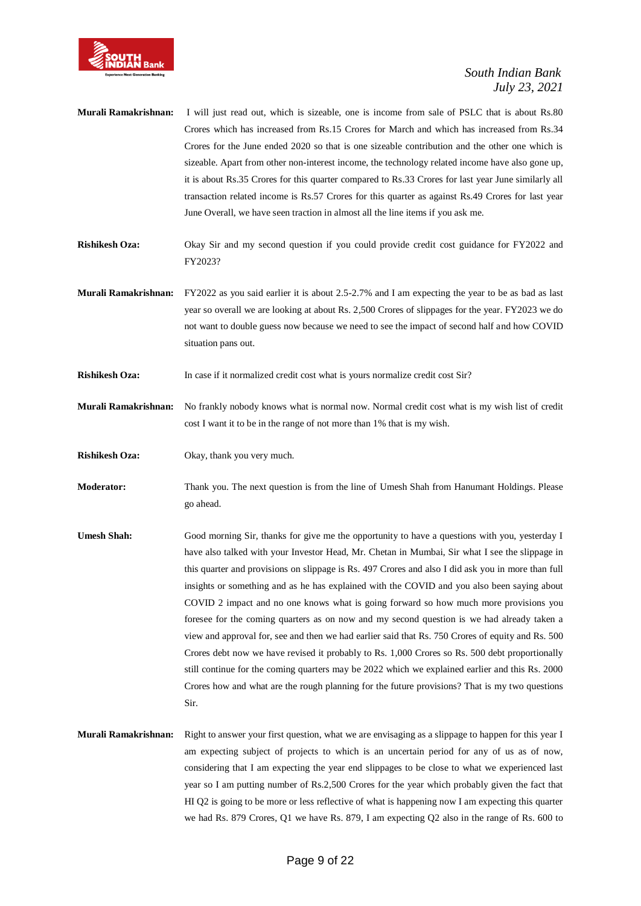**Murali Ramakrishnan:** I will just read out, which is sizeable, one is income from sale of PSLC that is about Rs.80 Crores which has increased from Rs.15 Crores for March and which has increased from Rs.34 Crores for the June ended 2020 so that is one sizeable contribution and the other one which is sizeable. Apart from other non-interest income, the technology related income have also gone up, it is about Rs.35 Crores for this quarter compared to Rs.33 Crores for last year June similarly all transaction related income is Rs.57 Crores for this quarter as against Rs.49 Crores for last year June Overall, we have seen traction in almost all the line items if you ask me.

**Rishikesh Oza:** Okay Sir and my second question if you could provide credit cost guidance for FY2022 and FY2023?

**Murali Ramakrishnan:** FY2022 as you said earlier it is about 2.5-2.7% and I am expecting the year to be as bad as last year so overall we are looking at about Rs. 2,500 Crores of slippages for the year. FY2023 we do not want to double guess now because we need to see the impact of second half and how COVID situation pans out.

**Rishikesh Oza:** In case if it normalized credit cost what is yours normalize credit cost Sir?

**Murali Ramakrishnan:** No frankly nobody knows what is normal now. Normal credit cost what is my wish list of credit cost I want it to be in the range of not more than 1% that is my wish.

**Rishikesh Oza:** Okay, thank you very much.

**Moderator:** Thank you. The next question is from the line of Umesh Shah from Hanumant Holdings. Please go ahead.

**Umesh Shah:** Good morning Sir, thanks for give me the opportunity to have a questions with you, yesterday I have also talked with your Investor Head, Mr. Chetan in Mumbai, Sir what I see the slippage in this quarter and provisions on slippage is Rs. 497 Crores and also I did ask you in more than full insights or something and as he has explained with the COVID and you also been saying about COVID 2 impact and no one knows what is going forward so how much more provisions you foresee for the coming quarters as on now and my second question is we had already taken a view and approval for, see and then we had earlier said that Rs. 750 Crores of equity and Rs. 500 Crores debt now we have revised it probably to Rs. 1,000 Crores so Rs. 500 debt proportionally still continue for the coming quarters may be 2022 which we explained earlier and this Rs. 2000 Crores how and what are the rough planning for the future provisions? That is my two questions Sir.

**Murali Ramakrishnan:** Right to answer your first question, what we are envisaging as a slippage to happen for this year I am expecting subject of projects to which is an uncertain period for any of us as of now, considering that I am expecting the year end slippages to be close to what we experienced last year so I am putting number of Rs.2,500 Crores for the year which probably given the fact that HI Q2 is going to be more or less reflective of what is happening now I am expecting this quarter we had Rs. 879 Crores, Q1 we have Rs. 879, I am expecting Q2 also in the range of Rs. 600 to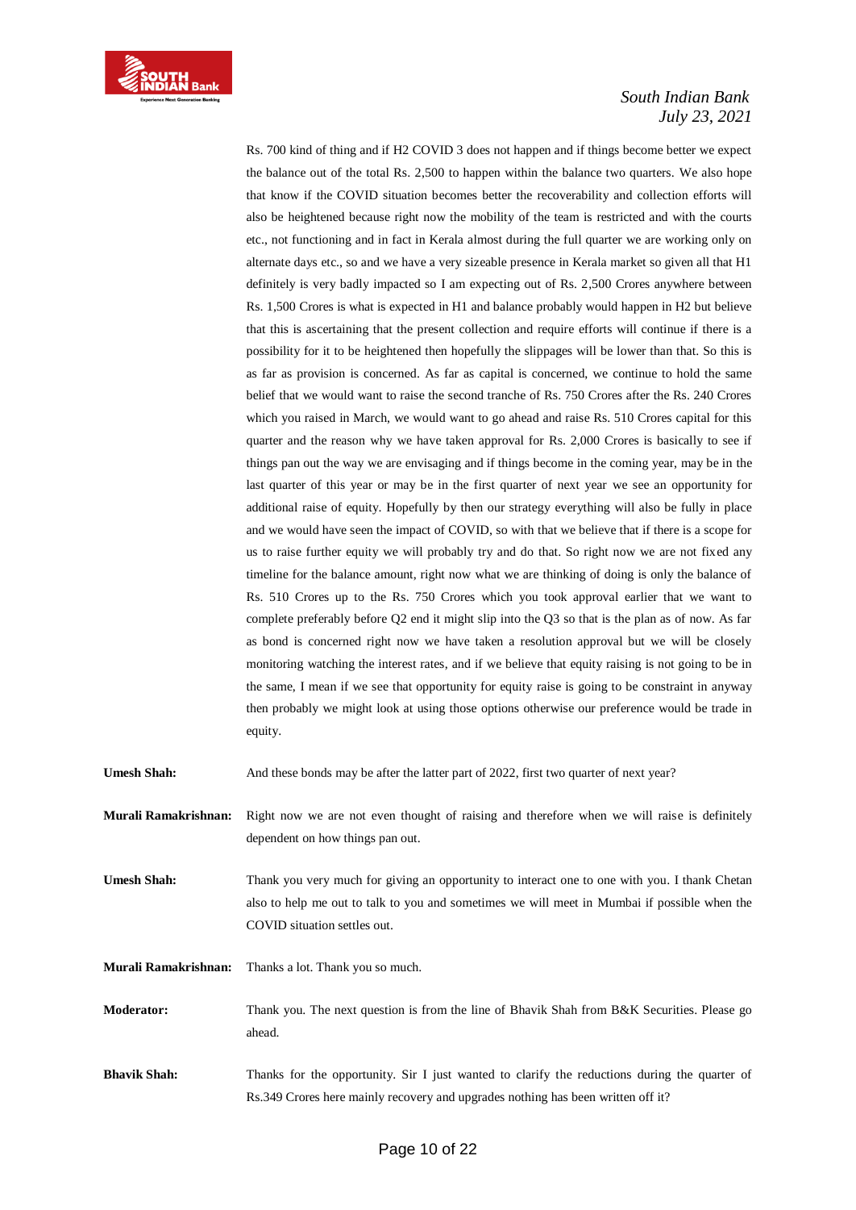Rs. 700 kind of thing and if H2 COVID 3 does not happen and if things become better we expect the balance out of the total Rs. 2,500 to happen within the balance two quarters. We also hope that know if the COVID situation becomes better the recoverability and collection efforts will also be heightened because right now the mobility of the team is restricted and with the courts etc., not functioning and in fact in Kerala almost during the full quarter we are working only on alternate days etc., so and we have a very sizeable presence in Kerala market so given all that H1 definitely is very badly impacted so I am expecting out of Rs. 2,500 Crores anywhere between Rs. 1,500 Crores is what is expected in H1 and balance probably would happen in H2 but believe that this is ascertaining that the present collection and require efforts will continue if there is a possibility for it to be heightened then hopefully the slippages will be lower than that. So this is as far as provision is concerned. As far as capital is concerned, we continue to hold the same belief that we would want to raise the second tranche of Rs. 750 Crores after the Rs. 240 Crores which you raised in March, we would want to go ahead and raise Rs. 510 Crores capital for this quarter and the reason why we have taken approval for Rs. 2,000 Crores is basically to see if things pan out the way we are envisaging and if things become in the coming year, may be in the last quarter of this year or may be in the first quarter of next year we see an opportunity for additional raise of equity. Hopefully by then our strategy everything will also be fully in place and we would have seen the impact of COVID, so with that we believe that if there is a scope for us to raise further equity we will probably try and do that. So right now we are not fixed any timeline for the balance amount, right now what we are thinking of doing is only the balance of Rs. 510 Crores up to the Rs. 750 Crores which you took approval earlier that we want to complete preferably before Q2 end it might slip into the Q3 so that is the plan as of now. As far as bond is concerned right now we have taken a resolution approval but we will be closely monitoring watching the interest rates, and if we believe that equity raising is not going to be in the same, I mean if we see that opportunity for equity raise is going to be constraint in anyway then probably we might look at using those options otherwise our preference would be trade in equity.

**Umesh Shah:** And these bonds may be after the latter part of 2022, first two quarter of next year?

**Murali Ramakrishnan:** Right now we are not even thought of raising and therefore when we will raise is definitely dependent on how things pan out.

**Umesh Shah:** Thank you very much for giving an opportunity to interact one to one with you. I thank Chetan also to help me out to talk to you and sometimes we will meet in Mumbai if possible when the COVID situation settles out.

**Murali Ramakrishnan:** Thanks a lot. Thank you so much.

**Moderator:** Thank you. The next question is from the line of Bhavik Shah from B&K Securities. Please go ahead.

**Bhavik Shah:** Thanks for the opportunity. Sir I just wanted to clarify the reductions during the quarter of Rs.349 Crores here mainly recovery and upgrades nothing has been written off it?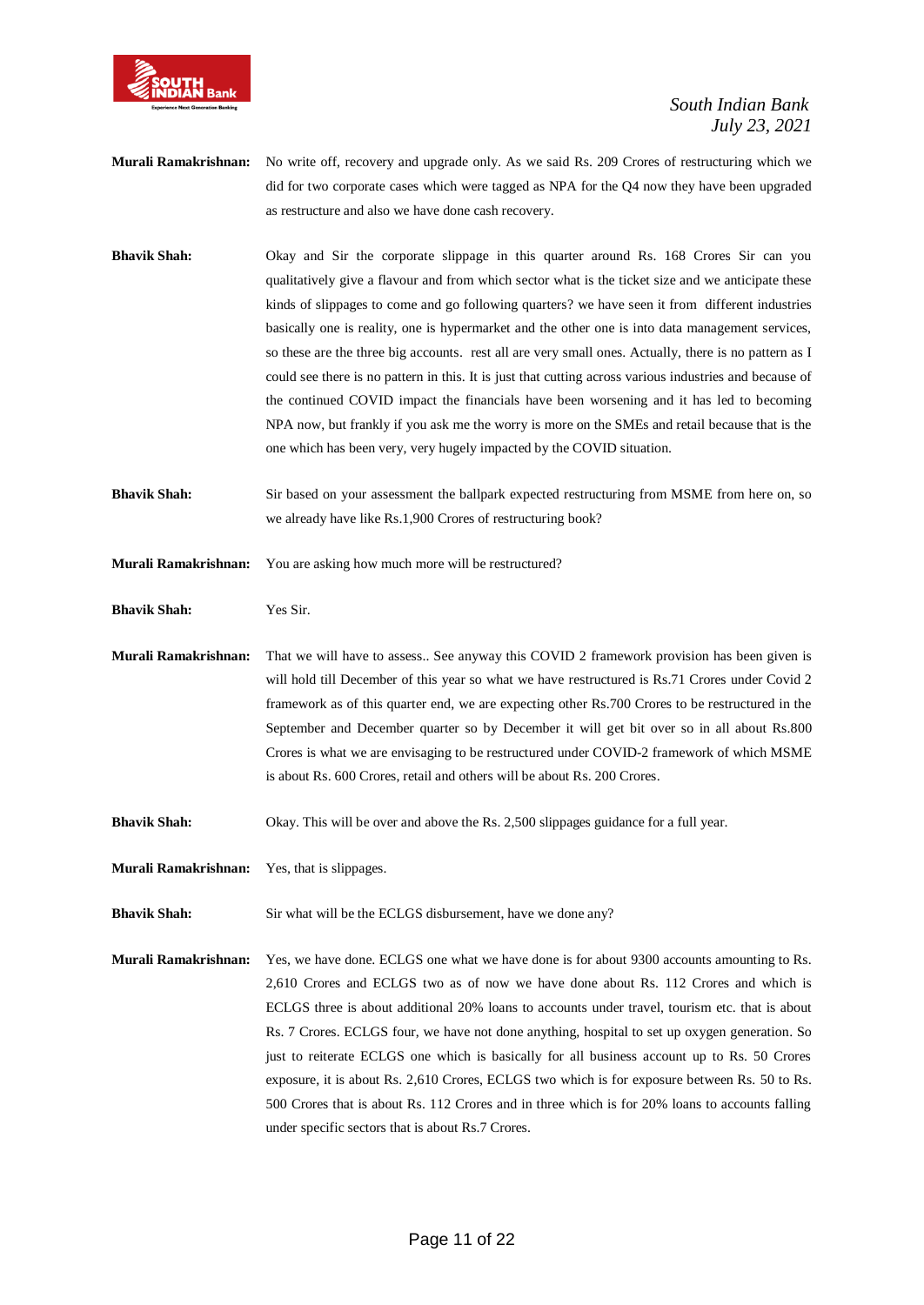**Murali Ramakrishnan:** No write off, recovery and upgrade only. As we said Rs. 209 Crores of restructuring which we did for two corporate cases which were tagged as NPA for the Q4 now they have been upgraded as restructure and also we have done cash recovery.

**Bhavik Shah:** Okay and Sir the corporate slippage in this quarter around Rs. 168 Crores Sir can you qualitatively give a flavour and from which sector what is the ticket size and we anticipate these kinds of slippages to come and go following quarters? we have seen it from different industries basically one is reality, one is hypermarket and the other one is into data management services, so these are the three big accounts. rest all are very small ones. Actually, there is no pattern as I could see there is no pattern in this. It is just that cutting across various industries and because of the continued COVID impact the financials have been worsening and it has led to becoming NPA now, but frankly if you ask me the worry is more on the SMEs and retail because that is the one which has been very, very hugely impacted by the COVID situation.

**Bhavik Shah:** Sir based on your assessment the ballpark expected restructuring from MSME from here on, so we already have like Rs.1,900 Crores of restructuring book?

**Murali Ramakrishnan:** You are asking how much more will be restructured?

**Bhavik Shah:** Yes Sir.

**Murali Ramakrishnan:** That we will have to assess.. See anyway this COVID 2 framework provision has been given is will hold till December of this year so what we have restructured is Rs.71 Crores under Covid 2 framework as of this quarter end, we are expecting other Rs.700 Crores to be restructured in the September and December quarter so by December it will get bit over so in all about Rs.800 Crores is what we are envisaging to be restructured under COVID-2 framework of which MSME is about Rs. 600 Crores, retail and others will be about Rs. 200 Crores.

**Bhavik Shah:** Okay. This will be over and above the Rs. 2,500 slippages guidance for a full year.

**Murali Ramakrishnan:** Yes, that is slippages.

**Bhavik Shah:** Sir what will be the ECLGS disbursement, have we done any?

**Murali Ramakrishnan:** Yes, we have done. ECLGS one what we have done is for about 9300 accounts amounting to Rs. 2,610 Crores and ECLGS two as of now we have done about Rs. 112 Crores and which is ECLGS three is about additional 20% loans to accounts under travel, tourism etc. that is about Rs. 7 Crores. ECLGS four, we have not done anything, hospital to set up oxygen generation. So just to reiterate ECLGS one which is basically for all business account up to Rs. 50 Crores exposure, it is about Rs. 2,610 Crores, ECLGS two which is for exposure between Rs. 50 to Rs. 500 Crores that is about Rs. 112 Crores and in three which is for 20% loans to accounts falling under specific sectors that is about Rs.7 Crores.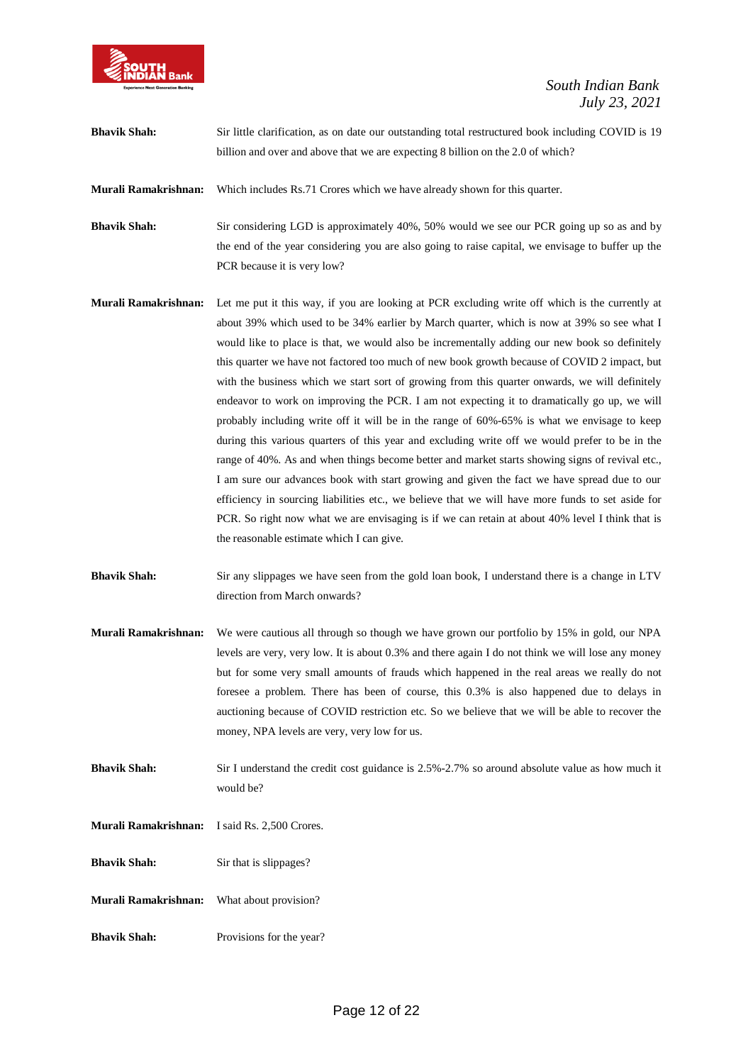**Bhavik Shah:** Sir little clarification, as on date our outstanding total restructured book including COVID is 19 billion and over and above that we are expecting 8 billion on the 2.0 of which?

**Murali Ramakrishnan:** Which includes Rs.71 Crores which we have already shown for this quarter.

**Bhavik Shah:** Sir considering LGD is approximately 40%, 50% would we see our PCR going up so as and by the end of the year considering you are also going to raise capital, we envisage to buffer up the PCR because it is very low?

**Murali Ramakrishnan:** Let me put it this way, if you are looking at PCR excluding write off which is the currently at about 39% which used to be 34% earlier by March quarter, which is now at 39% so see what I would like to place is that, we would also be incrementally adding our new book so definitely this quarter we have not factored too much of new book growth because of COVID 2 impact, but with the business which we start sort of growing from this quarter onwards, we will definitely endeavor to work on improving the PCR. I am not expecting it to dramatically go up, we will probably including write off it will be in the range of 60%-65% is what we envisage to keep during this various quarters of this year and excluding write off we would prefer to be in the range of 40%. As and when things become better and market starts showing signs of revival etc., I am sure our advances book with start growing and given the fact we have spread due to our efficiency in sourcing liabilities etc., we believe that we will have more funds to set aside for PCR. So right now what we are envisaging is if we can retain at about 40% level I think that is the reasonable estimate which I can give.

**Bhavik Shah:** Sir any slippages we have seen from the gold loan book, I understand there is a change in LTV direction from March onwards?

**Murali Ramakrishnan:** We were cautious all through so though we have grown our portfolio by 15% in gold, our NPA levels are very, very low. It is about 0.3% and there again I do not think we will lose any money but for some very small amounts of frauds which happened in the real areas we really do not foresee a problem. There has been of course, this 0.3% is also happened due to delays in auctioning because of COVID restriction etc. So we believe that we will be able to recover the money, NPA levels are very, very low for us.

**Bhavik Shah:** Sir I understand the credit cost guidance is 2.5%-2.7% so around absolute value as how much it would be?

**Murali Ramakrishnan:** I said Rs. 2,500 Crores.

**Bhavik Shah:** Sir that is slippages?

**Murali Ramakrishnan:** What about provision?

**Bhavik Shah:** Provisions for the year?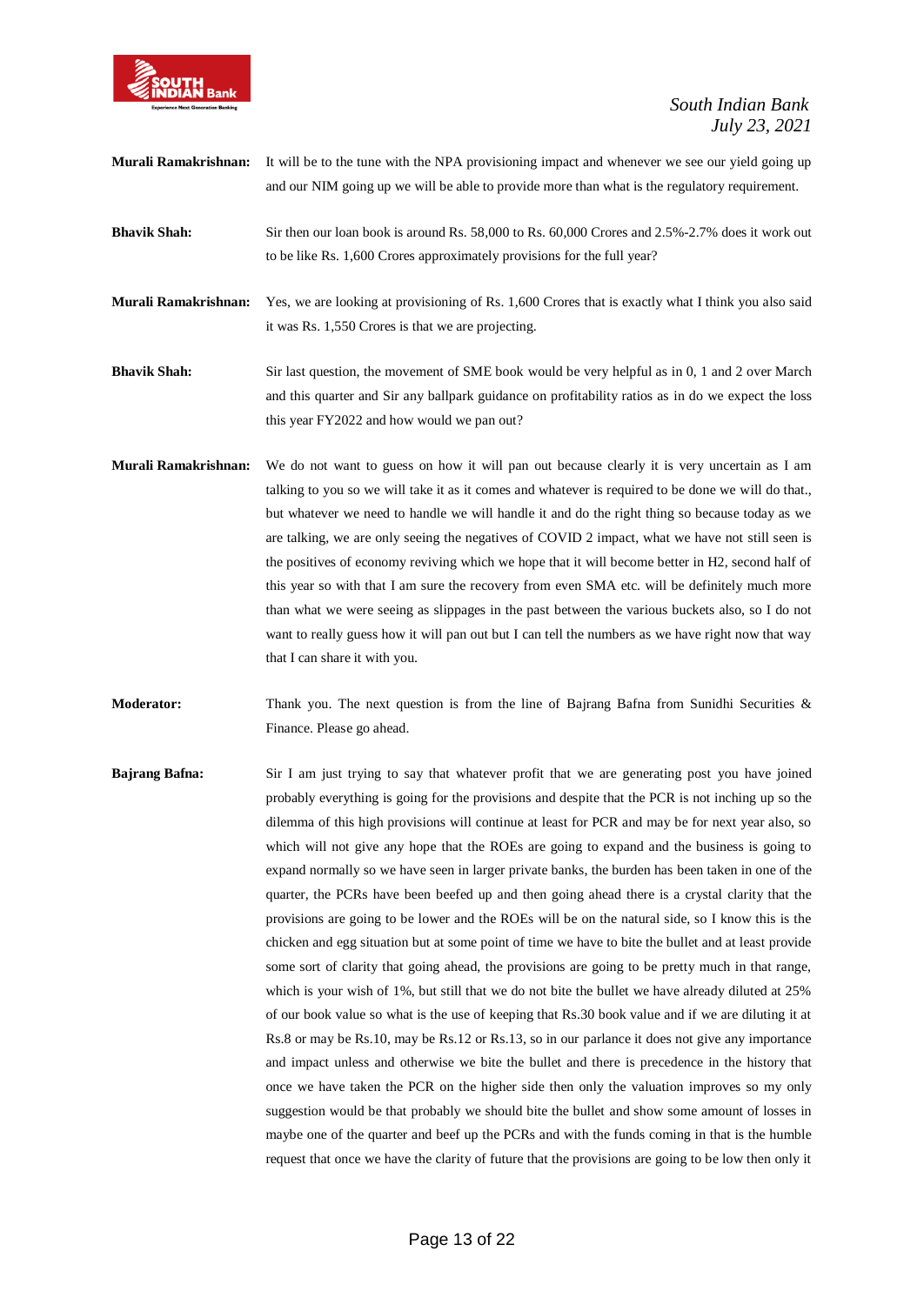**Murali Ramakrishnan:** It will be to the tune with the NPA provisioning impact and whenever we see our yield going up and our NIM going up we will be able to provide more than what is the regulatory requirement.

**Bhavik Shah:** Sir then our loan book is around Rs. 58,000 to Rs. 60,000 Crores and 2.5%-2.7% does it work out to be like Rs. 1,600 Crores approximately provisions for the full year?

**Murali Ramakrishnan:** Yes, we are looking at provisioning of Rs. 1,600 Crores that is exactly what I think you also said it was Rs. 1,550 Crores is that we are projecting.

**Bhavik Shah:** Sir last question, the movement of SME book would be very helpful as in 0, 1 and 2 over March and this quarter and Sir any ballpark guidance on profitability ratios as in do we expect the loss this year FY2022 and how would we pan out?

**Murali Ramakrishnan:** We do not want to guess on how it will pan out because clearly it is very uncertain as I am talking to you so we will take it as it comes and whatever is required to be done we will do that., but whatever we need to handle we will handle it and do the right thing so because today as we are talking, we are only seeing the negatives of COVID 2 impact, what we have not still seen is the positives of economy reviving which we hope that it will become better in H2, second half of this year so with that I am sure the recovery from even SMA etc. will be definitely much more than what we were seeing as slippages in the past between the various buckets also, so I do not want to really guess how it will pan out but I can tell the numbers as we have right now that way that I can share it with you.

**Moderator:** Thank you. The next question is from the line of Bajrang Bafna from Sunidhi Securities & Finance. Please go ahead.

**Bajrang Bafna:** Sir I am just trying to say that whatever profit that we are generating post you have joined probably everything is going for the provisions and despite that the PCR is not inching up so the dilemma of this high provisions will continue at least for PCR and may be for next year also, so which will not give any hope that the ROEs are going to expand and the business is going to expand normally so we have seen in larger private banks, the burden has been taken in one of the quarter, the PCRs have been beefed up and then going ahead there is a crystal clarity that the provisions are going to be lower and the ROEs will be on the natural side, so I know this is the chicken and egg situation but at some point of time we have to bite the bullet and at least provide some sort of clarity that going ahead, the provisions are going to be pretty much in that range, which is your wish of 1%, but still that we do not bite the bullet we have already diluted at 25% of our book value so what is the use of keeping that Rs.30 book value and if we are diluting it at Rs.8 or may be Rs.10, may be Rs.12 or Rs.13, so in our parlance it does not give any importance and impact unless and otherwise we bite the bullet and there is precedence in the history that once we have taken the PCR on the higher side then only the valuation improves so my only suggestion would be that probably we should bite the bullet and show some amount of losses in maybe one of the quarter and beef up the PCRs and with the funds coming in that is the humble request that once we have the clarity of future that the provisions are going to be low then only it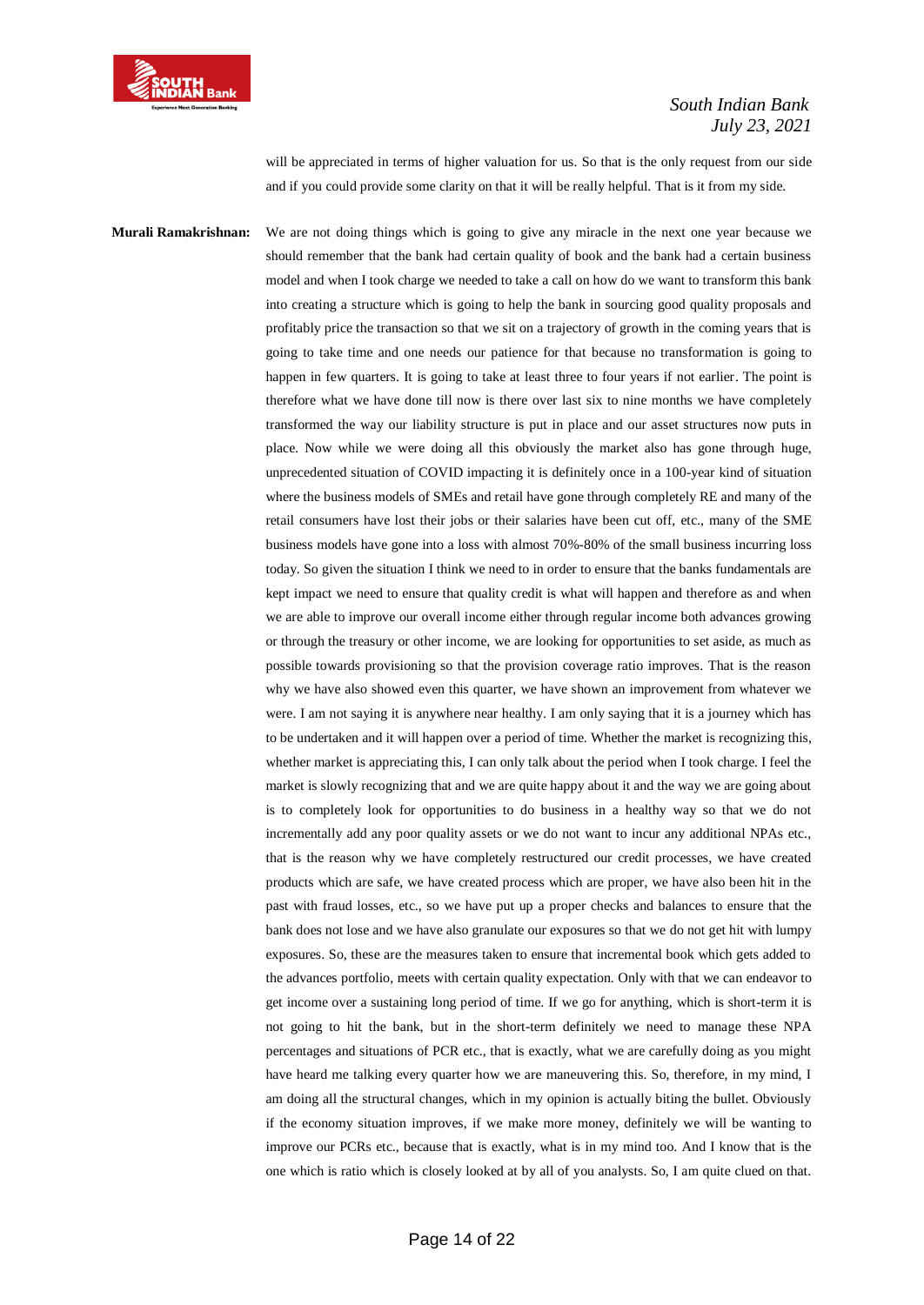will be appreciated in terms of higher valuation for us. So that is the only request from our side and if you could provide some clarity on that it will be really helpful. That is it from my side.

**Murali Ramakrishnan:** We are not doing things which is going to give any miracle in the next one year because we should remember that the bank had certain quality of book and the bank had a certain business model and when I took charge we needed to take a call on how do we want to transform this bank into creating a structure which is going to help the bank in sourcing good quality proposals and profitably price the transaction so that we sit on a trajectory of growth in the coming years that is going to take time and one needs our patience for that because no transformation is going to happen in few quarters. It is going to take at least three to four years if not earlier. The point is therefore what we have done till now is there over last six to nine months we have completely transformed the way our liability structure is put in place and our asset structures now puts in place. Now while we were doing all this obviously the market also has gone through huge, unprecedented situation of COVID impacting it is definitely once in a 100-year kind of situation where the business models of SMEs and retail have gone through completely RE and many of the retail consumers have lost their jobs or their salaries have been cut off, etc., many of the SME business models have gone into a loss with almost 70%-80% of the small business incurring loss today. So given the situation I think we need to in order to ensure that the banks fundamentals are kept impact we need to ensure that quality credit is what will happen and therefore as and when we are able to improve our overall income either through regular income both advances growing or through the treasury or other income, we are looking for opportunities to set aside, as much as possible towards provisioning so that the provision coverage ratio improves. That is the reason why we have also showed even this quarter, we have shown an improvement from whatever we were. I am not saying it is anywhere near healthy. I am only saying that it is a journey which has to be undertaken and it will happen over a period of time. Whether the market is recognizing this, whether market is appreciating this, I can only talk about the period when I took charge. I feel the market is slowly recognizing that and we are quite happy about it and the way we are going about is to completely look for opportunities to do business in a healthy way so that we do not incrementally add any poor quality assets or we do not want to incur any additional NPAs etc., that is the reason why we have completely restructured our credit processes, we have created products which are safe, we have created process which are proper, we have also been hit in the past with fraud losses, etc., so we have put up a proper checks and balances to ensure that the bank does not lose and we have also granulate our exposures so that we do not get hit with lumpy exposures. So, these are the measures taken to ensure that incremental book which gets added to the advances portfolio, meets with certain quality expectation. Only with that we can endeavor to get income over a sustaining long period of time. If we go for anything, which is short-term it is not going to hit the bank, but in the short-term definitely we need to manage these NPA percentages and situations of PCR etc., that is exactly, what we are carefully doing as you might have heard me talking every quarter how we are maneuvering this. So, therefore, in my mind, I am doing all the structural changes, which in my opinion is actually biting the bullet. Obviously if the economy situation improves, if we make more money, definitely we will be wanting to improve our PCRs etc., because that is exactly, what is in my mind too. And I know that is the one which is ratio which is closely looked at by all of you analysts. So, I am quite clued on that.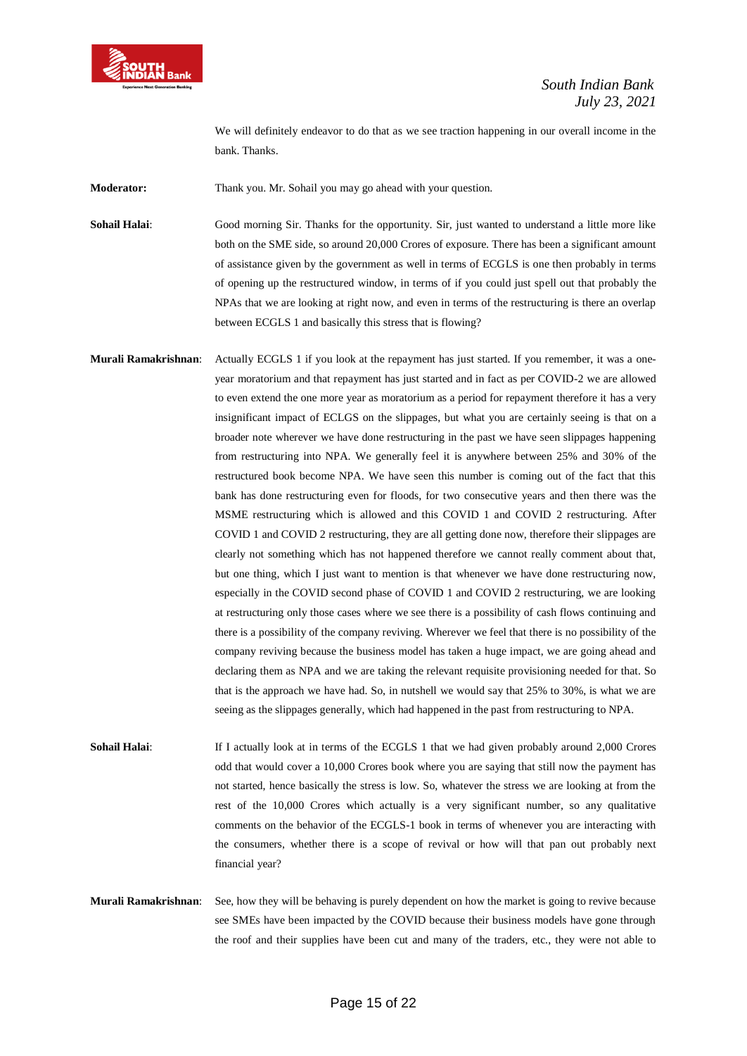We will definitely endeavor to do that as we see traction happening in our overall income in the bank. Thanks.

**Moderator:** Thank you. Mr. Sohail you may go ahead with your question.

**Sohail Halai**: Good morning Sir. Thanks for the opportunity. Sir, just wanted to understand a little more like both on the SME side, so around 20,000 Crores of exposure. There has been a significant amount of assistance given by the government as well in terms of ECGLS is one then probably in terms of opening up the restructured window, in terms of if you could just spell out that probably the NPAs that we are looking at right now, and even in terms of the restructuring is there an overlap between ECGLS 1 and basically this stress that is flowing?

**Murali Ramakrishnan**: Actually ECGLS 1 if you look at the repayment has just started. If you remember, it was a one-year moratorium and that repayment has just started and in fact as per COVID-2 we are allowed to even extend the one more year as moratorium as a period for repayment therefore it has a very insignificant impact of ECLGS on the slippages, but what you are certainly seeing is that on a broader note wherever we have done restructuring in the past we have seen slippages happening from restructuring into NPA. We generally feel it is anywhere between 25% and 30% of the restructured book become NPA. We have seen this number is coming out of the fact that this bank has done restructuring even for floods, for two consecutive years and then there was the MSME restructuring which is allowed and this COVID 1 and COVID 2 restructuring. After COVID 1 and COVID 2 restructuring, they are all getting done now, therefore their slippages are clearly not something which has not happened therefore we cannot really comment about that, but one thing, which I just want to mention is that whenever we have done restructuring now, especially in the COVID second phase of COVID 1 and COVID 2 restructuring, we are looking at restructuring only those cases where we see there is a possibility of cash flows continuing and there is a possibility of the company reviving. Wherever we feel that there is no possibility of the company reviving because the business model has taken a huge impact, we are going ahead and declaring them as NPA and we are taking the relevant requisite provisioning needed for that. So that is the approach we have had. So, in nutshell we would say that 25% to 30%, is what we are seeing as the slippages generally, which had happened in the past from restructuring to NPA.

**Sohail Halai**: If I actually look at in terms of the ECGLS 1 that we had given probably around 2,000 Crores odd that would cover a 10,000 Crores book where you are saying that still now the payment has not started, hence basically the stress is low. So, whatever the stress we are looking at from the rest of the 10,000 Crores which actually is a very significant number, so any qualitative comments on the behavior of the ECGLS-1 book in terms of whenever you are interacting with the consumers, whether there is a scope of revival or how will that pan out probably next financial year?

**Murali Ramakrishnan**: See, how they will be behaving is purely dependent on how the market is going to revive because see SMEs have been impacted by the COVID because their business models have gone through the roof and their supplies have been cut and many of the traders, etc., they were not able to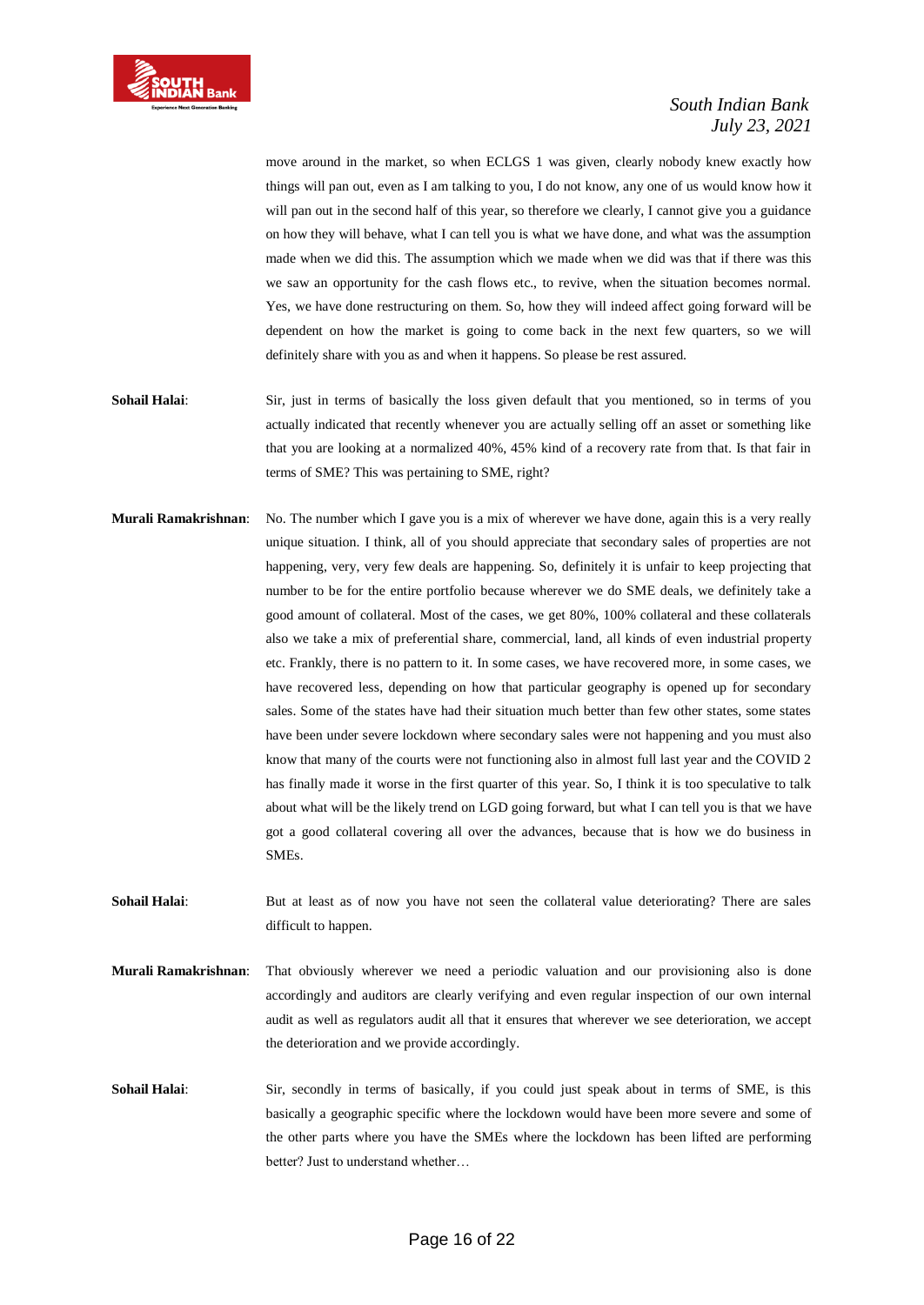move around in the market, so when ECLGS 1 was given, clearly nobody knew exactly how things will pan out, even as I am talking to you, I do not know, any one of us would know how it will pan out in the second half of this year, so therefore we clearly, I cannot give you a guidance on how they will behave, what I can tell you is what we have done, and what was the assumption made when we did this. The assumption which we made when we did was that if there was this we saw an opportunity for the cash flows etc., to revive, when the situation becomes normal. Yes, we have done restructuring on them. So, how they will indeed affect going forward will be dependent on how the market is going to come back in the next few quarters, so we will definitely share with you as and when it happens. So please be rest assured.

**Sohail Halai**: Sir, just in terms of basically the loss given default that you mentioned, so in terms of you actually indicated that recently whenever you are actually selling off an asset or something like that you are looking at a normalized 40%, 45% kind of a recovery rate from that. Is that fair in terms of SME? This was pertaining to SME, right?

**Murali Ramakrishnan**: No. The number which I gave you is a mix of wherever we have done, again this is a very really unique situation. I think, all of you should appreciate that secondary sales of properties are not happening, very, very few deals are happening. So, definitely it is unfair to keep projecting that number to be for the entire portfolio because wherever we do SME deals, we definitely take a good amount of collateral. Most of the cases, we get 80%, 100% collateral and these collaterals also we take a mix of preferential share, commercial, land, all kinds of even industrial property etc. Frankly, there is no pattern to it. In some cases, we have recovered more, in some cases, we have recovered less, depending on how that particular geography is opened up for secondary sales. Some of the states have had their situation much better than few other states, some states have been under severe lockdown where secondary sales were not happening and you must also know that many of the courts were not functioning also in almost full last year and the COVID 2 has finally made it worse in the first quarter of this year. So, I think it is too speculative to talk about what will be the likely trend on LGD going forward, but what I can tell you is that we have got a good collateral covering all over the advances, because that is how we do business in SMEs.

**Sohail Halai**: But at least as of now you have not seen the collateral value deteriorating? There are sales difficult to happen.

**Murali Ramakrishnan**: That obviously wherever we need a periodic valuation and our provisioning also is done accordingly and auditors are clearly verifying and even regular inspection of our own internal audit as well as regulators audit all that it ensures that wherever we see deterioration, we accept the deterioration and we provide accordingly.

**Sohail Halai**: Sir, secondly in terms of basically, if you could just speak about in terms of SME, is this basically a geographic specific where the lockdown would have been more severe and some of the other parts where you have the SMEs where the lockdown has been lifted are performing better? Just to understand whether…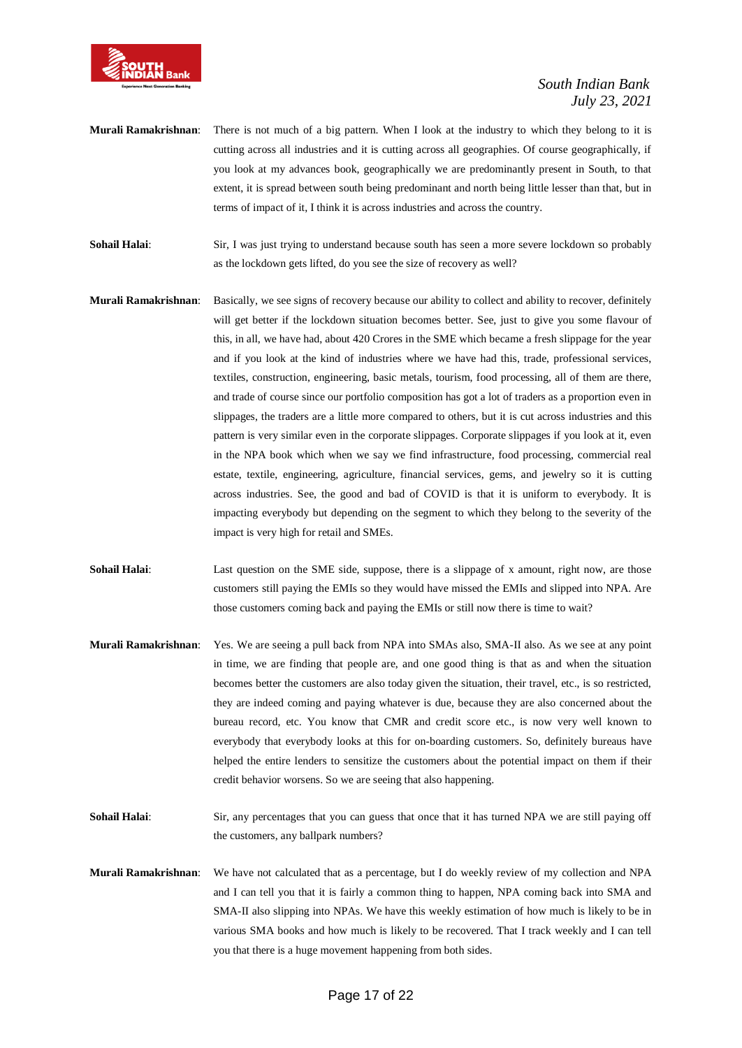**Murali Ramakrishnan**: There is not much of a big pattern. When I look at the industry to which they belong to it is cutting across all industries and it is cutting across all geographies. Of course geographically, if you look at my advances book, geographically we are predominantly present in South, to that extent, it is spread between south being predominant and north being little lesser than that, but in terms of impact of it, I think it is across industries and across the country.

**Sohail Halai**: Sir, I was just trying to understand because south has seen a more severe lockdown so probably as the lockdown gets lifted, do you see the size of recovery as well?

**Murali Ramakrishnan**: Basically, we see signs of recovery because our ability to collect and ability to recover, definitely will get better if the lockdown situation becomes better. See, just to give you some flavour of this, in all, we have had, about 420 Crores in the SME which became a fresh slippage for the year and if you look at the kind of industries where we have had this, trade, professional services, textiles, construction, engineering, basic metals, tourism, food processing, all of them are there, and trade of course since our portfolio composition has got a lot of traders as a proportion even in slippages, the traders are a little more compared to others, but it is cut across industries and this pattern is very similar even in the corporate slippages. Corporate slippages if you look at it, even in the NPA book which when we say we find infrastructure, food processing, commercial real estate, textile, engineering, agriculture, financial services, gems, and jewelry so it is cutting across industries. See, the good and bad of COVID is that it is uniform to everybody. It is impacting everybody but depending on the segment to which they belong to the severity of the impact is very high for retail and SMEs.

**Sohail Halai**: Last question on the SME side, suppose, there is a slippage of x amount, right now, are those customers still paying the EMIs so they would have missed the EMIs and slipped into NPA. Are those customers coming back and paying the EMIs or still now there is time to wait?

**Murali Ramakrishnan**: Yes. We are seeing a pull back from NPA into SMAs also, SMA-II also. As we see at any point in time, we are finding that people are, and one good thing is that as and when the situation becomes better the customers are also today given the situation, their travel, etc., is so restricted, they are indeed coming and paying whatever is due, because they are also concerned about the bureau record, etc. You know that CMR and credit score etc., is now very well known to everybody that everybody looks at this for on-boarding customers. So, definitely bureaus have helped the entire lenders to sensitize the customers about the potential impact on them if their credit behavior worsens. So we are seeing that also happening.

**Sohail Halai**: Sir, any percentages that you can guess that once that it has turned NPA we are still paying off the customers, any ballpark numbers?

**Murali Ramakrishnan**: We have not calculated that as a percentage, but I do weekly review of my collection and NPA and I can tell you that it is fairly a common thing to happen, NPA coming back into SMA and SMA-II also slipping into NPAs. We have this weekly estimation of how much is likely to be in various SMA books and how much is likely to be recovered. That I track weekly and I can tell you that there is a huge movement happening from both sides.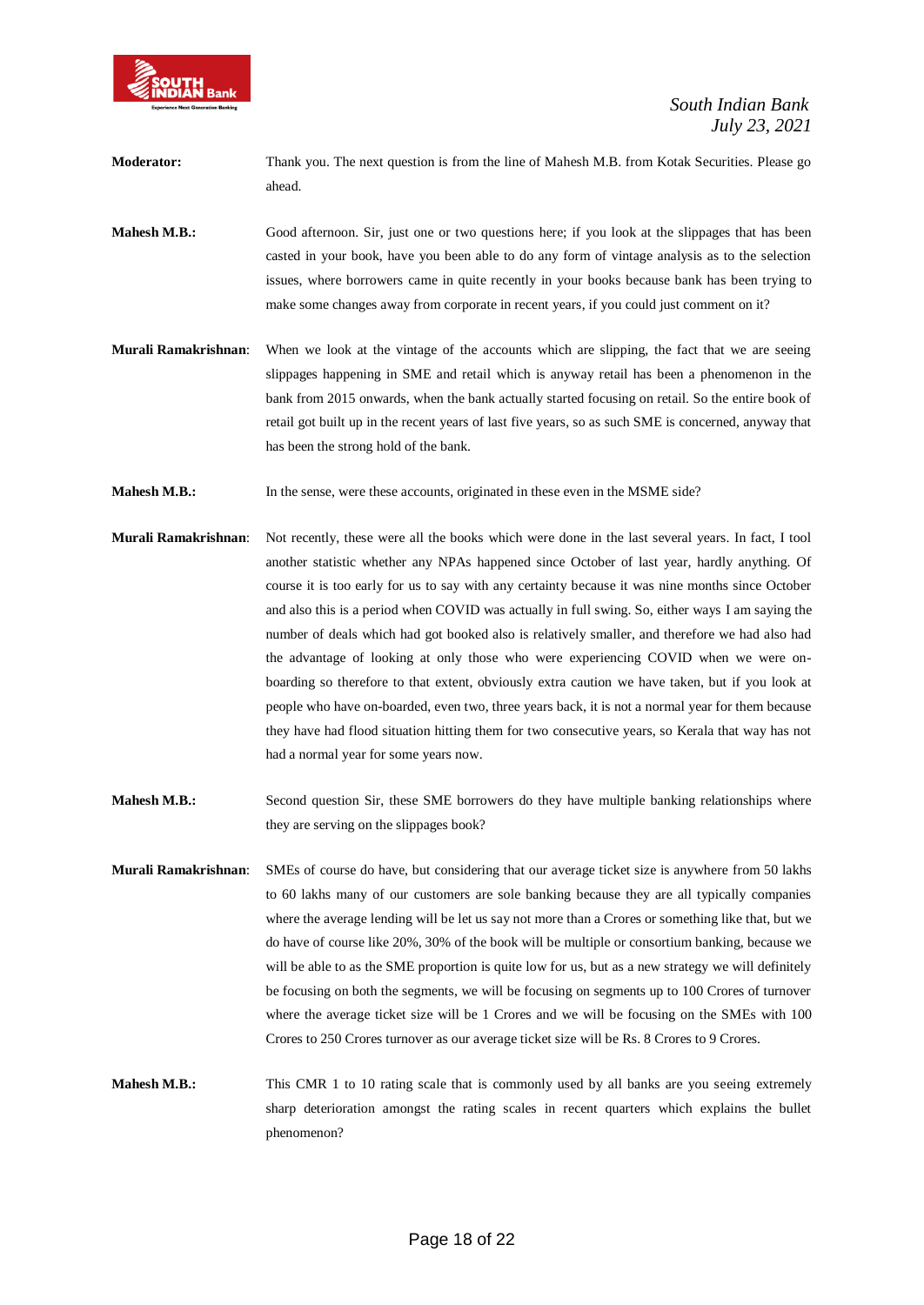**Moderator:** Thank you. The next question is from the line of Mahesh M.B. from Kotak Securities. Please go ahead.

**Mahesh M.B.:** Good afternoon. Sir, just one or two questions here; if you look at the slippages that has been casted in your book, have you been able to do any form of vintage analysis as to the selection issues, where borrowers came in quite recently in your books because bank has been trying to make some changes away from corporate in recent years, if you could just comment on it?

**Murali Ramakrishnan**: When we look at the vintage of the accounts which are slipping, the fact that we are seeing slippages happening in SME and retail which is anyway retail has been a phenomenon in the bank from 2015 onwards, when the bank actually started focusing on retail. So the entire book of retail got built up in the recent years of last five years, so as such SME is concerned, anyway that has been the strong hold of the bank.

**Mahesh M.B.:** In the sense, were these accounts, originated in these even in the MSME side?

**Murali Ramakrishnan**: Not recently, these were all the books which were done in the last several years. In fact, I tool another statistic whether any NPAs happened since October of last year, hardly anything. Of course it is too early for us to say with any certainty because it was nine months since October and also this is a period when COVID was actually in full swing. So, either ways I am saying the number of deals which had got booked also is relatively smaller, and therefore we had also had the advantage of looking at only those who were experiencing COVID when we were on-boarding so therefore to that extent, obviously extra caution we have taken, but if you look at people who have on-boarded, even two, three years back, it is not a normal year for them because they have had flood situation hitting them for two consecutive years, so Kerala that way has not had a normal year for some years now.

**Mahesh M.B.:** Second question Sir, these SME borrowers do they have multiple banking relationships where they are serving on the slippages book?

**Murali Ramakrishnan**: SMEs of course do have, but considering that our average ticket size is anywhere from 50 lakhs to 60 lakhs many of our customers are sole banking because they are all typically companies where the average lending will be let us say not more than a Crores or something like that, but we do have of course like 20%, 30% of the book will be multiple or consortium banking, because we will be able to as the SME proportion is quite low for us, but as a new strategy we will definitely be focusing on both the segments, we will be focusing on segments up to 100 Crores of turnover where the average ticket size will be 1 Crores and we will be focusing on the SMEs with 100 Crores to 250 Crores turnover as our average ticket size will be Rs. 8 Crores to 9 Crores.

**Mahesh M.B.:** This CMR 1 to 10 rating scale that is commonly used by all banks are you seeing extremely sharp deterioration amongst the rating scales in recent quarters which explains the bullet phenomenon?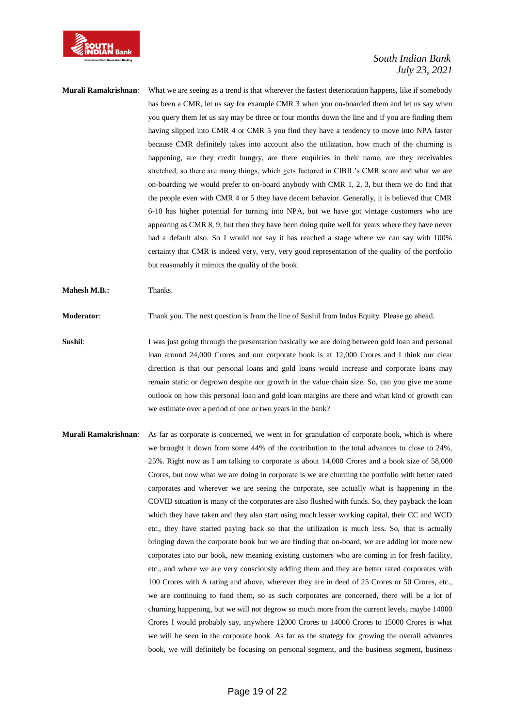**Murali Ramakrishnan**: What we are seeing as a trend is that wherever the fastest deterioration happens, like if somebody has been a CMR, let us say for example CMR 3 when you on-boarded them and let us say when you query them let us say may be three or four months down the line and if you are finding them having slipped into CMR 4 or CMR 5 you find they have a tendency to move into NPA faster because CMR definitely takes into account also the utilization, how much of the churning is happening, are they credit hungry, are there enquiries in their name, are they receivables stretched, so there are many things, which gets factored in CIBIL's CMR score and what we are on-boarding we would prefer to on-board anybody with CMR 1, 2, 3, but them we do find that the people even with CMR 4 or 5 they have decent behavior. Generally, it is believed that CMR 6-10 has higher potential for turning into NPA, but we have got vintage customers who are appearing as CMR 8, 9, but then they have been doing quite well for years where they have never had a default also. So I would not say it has reached a stage where we can say with 100% certainty that CMR is indeed very, very, very good representation of the quality of the portfolio but reasonably it mimics the quality of the book.

**Mahesh M.B.:** Thanks.

**Moderator**: Thank you. The next question is from the line of Sushil from Indus Equity. Please go ahead.

**Sushil**: I was just going through the presentation basically we are doing between gold loan and personal loan around 24,000 Crores and our corporate book is at 12,000 Crores and I think our clear direction is that our personal loans and gold loans would increase and corporate loans may remain static or degrown despite our growth in the value chain size. So, can you give me some outlook on how this personal loan and gold loan margins are there and what kind of growth can we estimate over a period of one or two years in the bank?

**Murali Ramakrishnan**: As far as corporate is concerned, we went in for granulation of corporate book, which is where we brought it down from some 44% of the contribution to the total advances to close to 24%, 25%. Right now as I am talking to corporate is about 14,000 Crores and a book size of 58,000 Crores, but now what we are doing in corporate is we are churning the portfolio with better rated corporates and wherever we are seeing the corporate, see actually what is happening in the COVID situation is many of the corporates are also flushed with funds. So, they payback the loan which they have taken and they also start using much lesser working capital, their CC and WCD etc., they have started paying back so that the utilization is much less. So, that is actually bringing down the corporate book but we are finding that on-board, we are adding lot more new corporates into our book, new meaning existing customers who are coming in for fresh facility, etc., and where we are very consciously adding them and they are better rated corporates with 100 Crores with A rating and above, wherever they are in deed of 25 Crores or 50 Crores, etc., we are continuing to fund them, so as such corporates are concerned, there will be a lot of churning happening, but we will not degrow so much more from the current levels, maybe 14000 Crores I would probably say, anywhere 12000 Crores to 14000 Crores to 15000 Crores is what we will be seen in the corporate book. As far as the strategy for growing the overall advances book, we will definitely be focusing on personal segment, and the business segment, business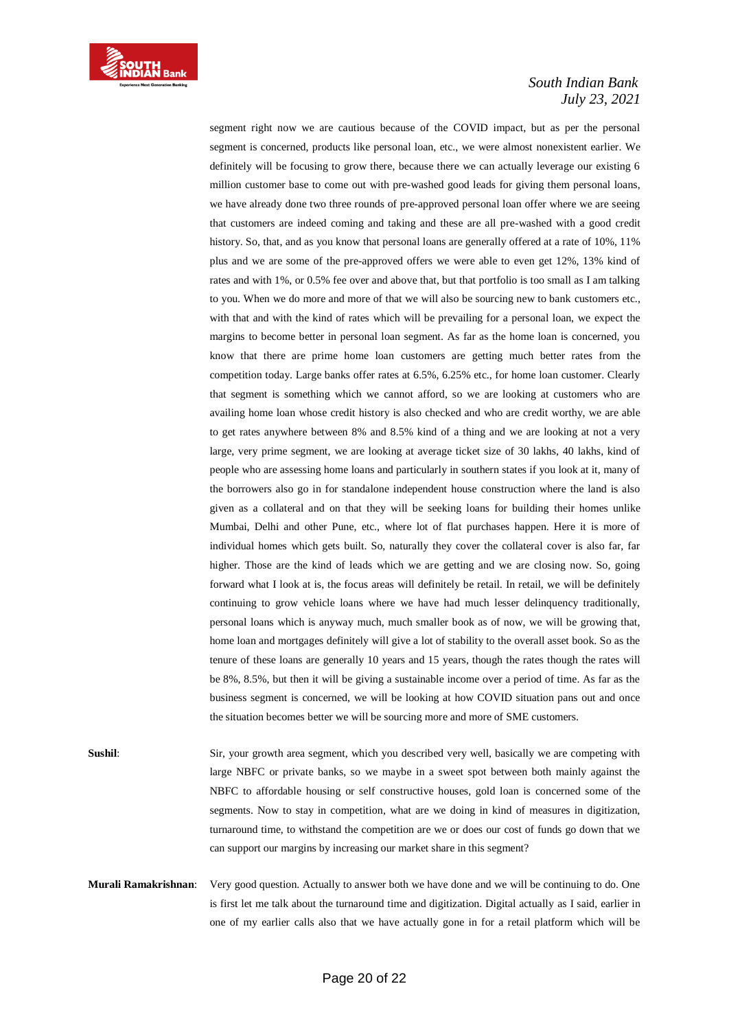segment right now we are cautious because of the COVID impact, but as per the personal segment is concerned, products like personal loan, etc., we were almost nonexistent earlier. We definitely will be focusing to grow there, because there we can actually leverage our existing 6 million customer base to come out with pre-washed good leads for giving them personal loans, we have already done two three rounds of pre-approved personal loan offer where we are seeing that customers are indeed coming and taking and these are all pre-washed with a good credit history. So, that, and as you know that personal loans are generally offered at a rate of 10%, 11% plus and we are some of the pre-approved offers we were able to even get 12%, 13% kind of rates and with 1%, or 0.5% fee over and above that, but that portfolio is too small as I am talking to you. When we do more and more of that we will also be sourcing new to bank customers etc., with that and with the kind of rates which will be prevailing for a personal loan, we expect the margins to become better in personal loan segment. As far as the home loan is concerned, you know that there are prime home loan customers are getting much better rates from the competition today. Large banks offer rates at 6.5%, 6.25% etc., for home loan customer. Clearly that segment is something which we cannot afford, so we are looking at customers who are availing home loan whose credit history is also checked and who are credit worthy, we are able to get rates anywhere between 8% and 8.5% kind of a thing and we are looking at not a very large, very prime segment, we are looking at average ticket size of 30 lakhs, 40 lakhs, kind of people who are assessing home loans and particularly in southern states if you look at it, many of the borrowers also go in for standalone independent house construction where the land is also given as a collateral and on that they will be seeking loans for building their homes unlike Mumbai, Delhi and other Pune, etc., where lot of flat purchases happen. Here it is more of individual homes which gets built. So, naturally they cover the collateral cover is also far, far higher. Those are the kind of leads which we are getting and we are closing now. So, going forward what I look at is, the focus areas will definitely be retail. In retail, we will be definitely continuing to grow vehicle loans where we have had much lesser delinquency traditionally, personal loans which is anyway much, much smaller book as of now, we will be growing that, home loan and mortgages definitely will give a lot of stability to the overall asset book. So as the tenure of these loans are generally 10 years and 15 years, though the rates though the rates will be 8%, 8.5%, but then it will be giving a sustainable income over a period of time. As far as the business segment is concerned, we will be looking at how COVID situation pans out and once the situation becomes better we will be sourcing more and more of SME customers.

**Sushil**: Sir, your growth area segment, which you described very well, basically we are competing with large NBFC or private banks, so we maybe in a sweet spot between both mainly against the NBFC to affordable housing or self constructive houses, gold loan is concerned some of the segments. Now to stay in competition, what are we doing in kind of measures in digitization, turnaround time, to withstand the competition are we or does our cost of funds go down that we can support our margins by increasing our market share in this segment?

**Murali Ramakrishnan**: Very good question. Actually to answer both we have done and we will be continuing to do. One is first let me talk about the turnaround time and digitization. Digital actually as I said, earlier in one of my earlier calls also that we have actually gone in for a retail platform which will be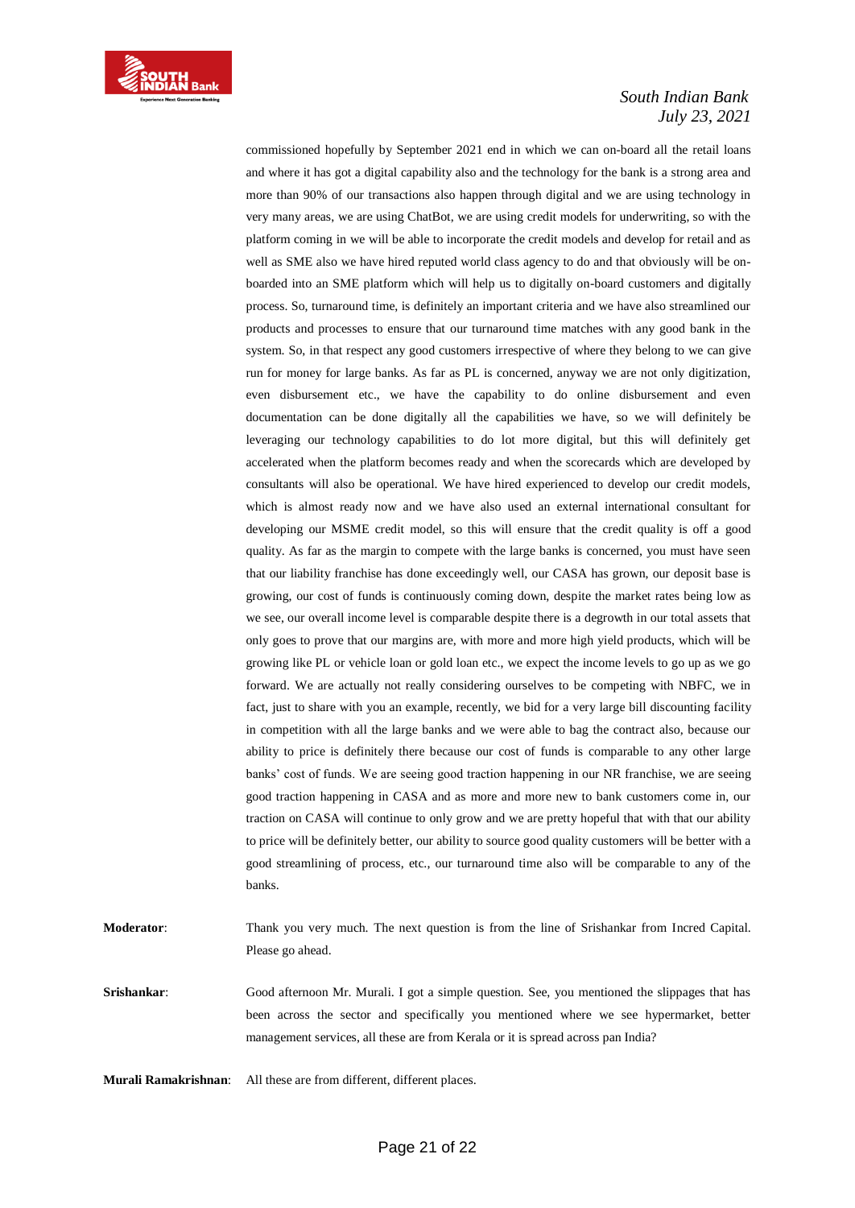commissioned hopefully by September 2021 end in which we can on-board all the retail loans and where it has got a digital capability also and the technology for the bank is a strong area and more than 90% of our transactions also happen through digital and we are using technology in very many areas, we are using ChatBot, we are using credit models for underwriting, so with the platform coming in we will be able to incorporate the credit models and develop for retail and as well as SME also we have hired reputed world class agency to do and that obviously will be on-boarded into an SME platform which will help us to digitally on-board customers and digitally process. So, turnaround time, is definitely an important criteria and we have also streamlined our products and processes to ensure that our turnaround time matches with any good bank in the system. So, in that respect any good customers irrespective of where they belong to we can give run for money for large banks. As far as PL is concerned, anyway we are not only digitization, even disbursement etc., we have the capability to do online disbursement and even documentation can be done digitally all the capabilities we have, so we will definitely be leveraging our technology capabilities to do lot more digital, but this will definitely get accelerated when the platform becomes ready and when the scorecards which are developed by consultants will also be operational. We have hired experienced to develop our credit models, which is almost ready now and we have also used an external international consultant for developing our MSME credit model, so this will ensure that the credit quality is off a good quality. As far as the margin to compete with the large banks is concerned, you must have seen that our liability franchise has done exceedingly well, our CASA has grown, our deposit base is growing, our cost of funds is continuously coming down, despite the market rates being low as we see, our overall income level is comparable despite there is a degrowth in our total assets that only goes to prove that our margins are, with more and more high yield products, which will be growing like PL or vehicle loan or gold loan etc., we expect the income levels to go up as we go forward. We are actually not really considering ourselves to be competing with NBFC, we in fact, just to share with you an example, recently, we bid for a very large bill discounting facility in competition with all the large banks and we were able to bag the contract also, because our ability to price is definitely there because our cost of funds is comparable to any other large banks' cost of funds. We are seeing good traction happening in our NR franchise, we are seeing good traction happening in CASA and as more and more new to bank customers come in, our traction on CASA will continue to only grow and we are pretty hopeful that with that our ability to price will be definitely better, our ability to source good quality customers will be better with a good streamlining of process, etc., our turnaround time also will be comparable to any of the banks.

**Moderator**: Thank you very much. The next question is from the line of Srishankar from Incred Capital. Please go ahead.

**Srishankar**: Good afternoon Mr. Murali. I got a simple question. See, you mentioned the slippages that has been across the sector and specifically you mentioned where we see hypermarket, better management services, all these are from Kerala or it is spread across pan India?

**Murali Ramakrishnan**: All these are from different, different places.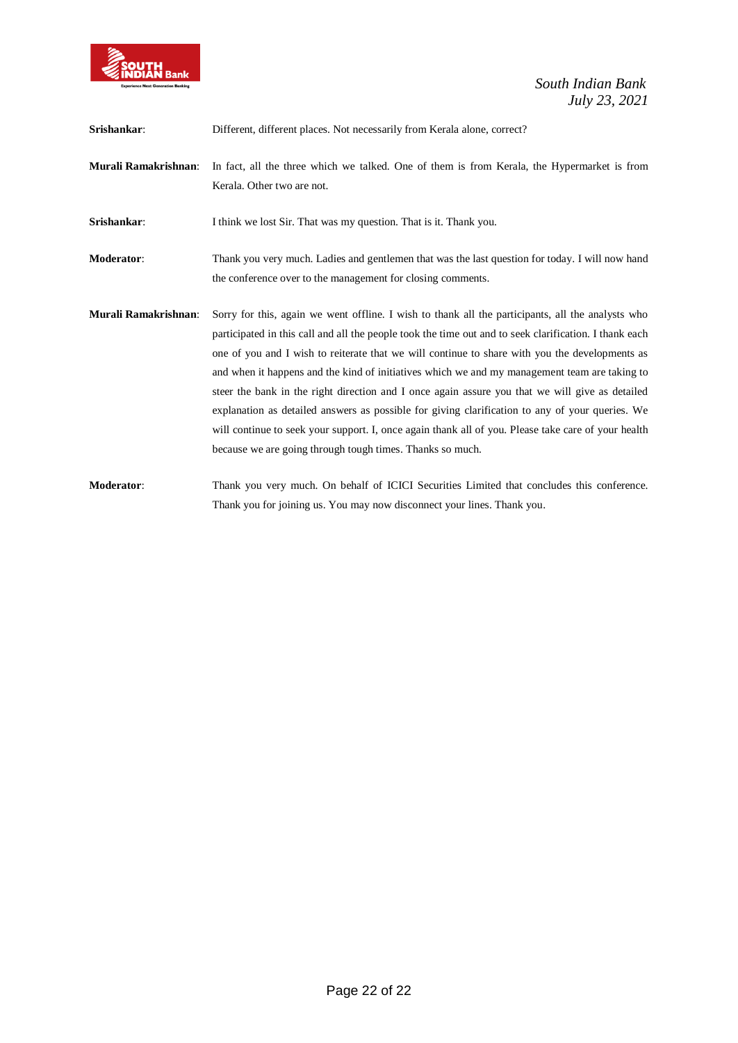**Srishankar**: Different, different places. Not necessarily from Kerala alone, correct?

**Murali Ramakrishnan**: In fact, all the three which we talked. One of them is from Kerala, the Hypermarket is from Kerala. Other two are not.

**Srishankar**: I think we lost Sir. That was my question. That is it. Thank you.

**Moderator**: Thank you very much. Ladies and gentlemen that was the last question for today. I will now hand the conference over to the management for closing comments.

**Murali Ramakrishnan**: Sorry for this, again we went offline. I wish to thank all the participants, all the analysts who participated in this call and all the people took the time out and to seek clarification. I thank each one of you and I wish to reiterate that we will continue to share with you the developments as and when it happens and the kind of initiatives which we and my management team are taking to steer the bank in the right direction and I once again assure you that we will give as detailed explanation as detailed answers as possible for giving clarification to any of your queries. We will continue to seek your support. I, once again thank all of you. Please take care of your health because we are going through tough times. Thanks so much.

**Moderator**: Thank you very much. On behalf of ICICI Securities Limited that concludes this conference. Thank you for joining us. You may now disconnect your lines. Thank you.